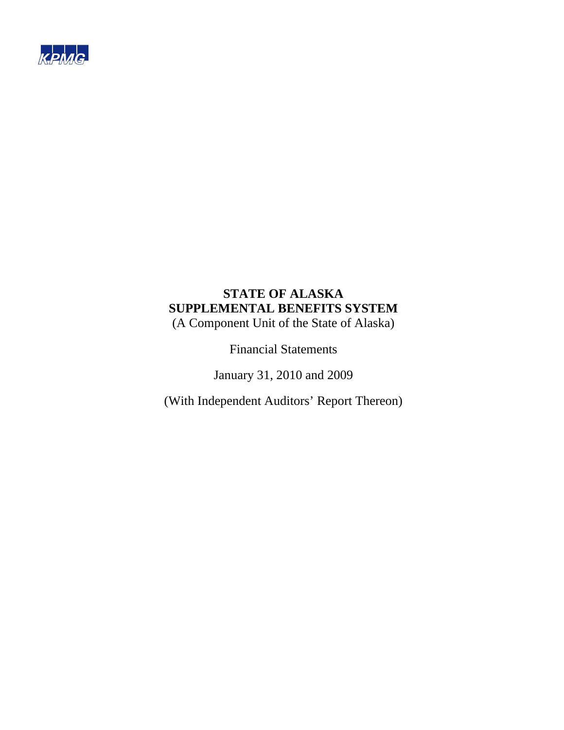KPMG

# STATE OF ALASKA
# SUPPLEMENTAL BENEFITS SYSTEM

(A Component Unit of the State of Alaska)

Financial Statements

January 31, 2010 and 2009

(With Independent Auditors' Report Thereon)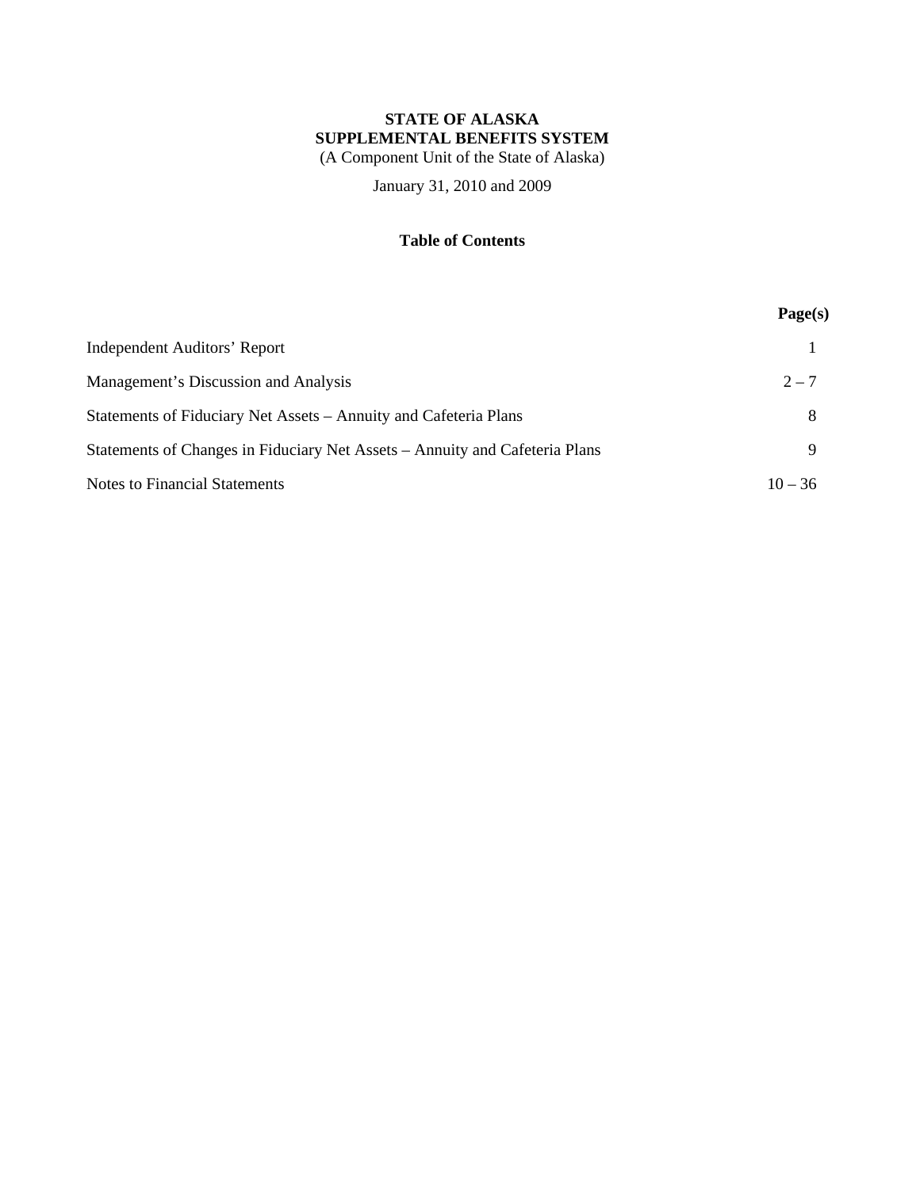**STATE OF ALASKA**
**SUPPLEMENTAL BENEFITS SYSTEM**
(A Component Unit of the State of Alaska)

January 31, 2010 and 2009

## Table of Contents

| | Page(s) |
|---|---|
| Independent Auditors' Report | 1 |
| Management's Discussion and Analysis | 2 – 7 |
| Statements of Fiduciary Net Assets – Annuity and Cafeteria Plans | 8 |
| Statements of Changes in Fiduciary Net Assets – Annuity and Cafeteria Plans | 9 |
| Notes to Financial Statements | 10 – 36 |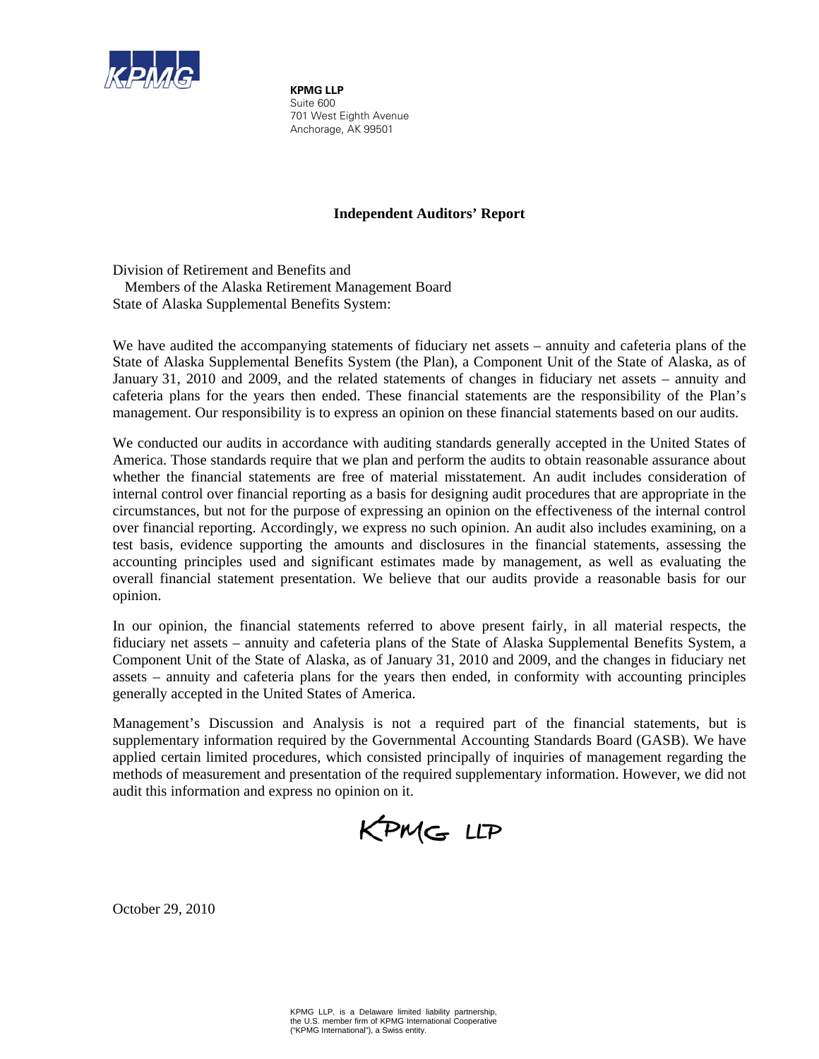**KPMG LLP**
Suite 600
701 West Eighth Avenue
Anchorage, AK 99501

## Independent Auditors' Report

Division of Retirement and Benefits and
Members of the Alaska Retirement Management Board
State of Alaska Supplemental Benefits System:

We have audited the accompanying statements of fiduciary net assets – annuity and cafeteria plans of the State of Alaska Supplemental Benefits System (the Plan), a Component Unit of the State of Alaska, as of January 31, 2010 and 2009, and the related statements of changes in fiduciary net assets – annuity and cafeteria plans for the years then ended. These financial statements are the responsibility of the Plan's management. Our responsibility is to express an opinion on these financial statements based on our audits.

We conducted our audits in accordance with auditing standards generally accepted in the United States of America. Those standards require that we plan and perform the audits to obtain reasonable assurance about whether the financial statements are free of material misstatement. An audit includes consideration of internal control over financial reporting as a basis for designing audit procedures that are appropriate in the circumstances, but not for the purpose of expressing an opinion on the effectiveness of the internal control over financial reporting. Accordingly, we express no such opinion. An audit also includes examining, on a test basis, evidence supporting the amounts and disclosures in the financial statements, assessing the accounting principles used and significant estimates made by management, as well as evaluating the overall financial statement presentation. We believe that our audits provide a reasonable basis for our opinion.

In our opinion, the financial statements referred to above present fairly, in all material respects, the fiduciary net assets – annuity and cafeteria plans of the State of Alaska Supplemental Benefits System, a Component Unit of the State of Alaska, as of January 31, 2010 and 2009, and the changes in fiduciary net assets – annuity and cafeteria plans for the years then ended, in conformity with accounting principles generally accepted in the United States of America.

Management's Discussion and Analysis is not a required part of the financial statements, but is supplementary information required by the Governmental Accounting Standards Board (GASB). We have applied certain limited procedures, which consisted principally of inquiries of management regarding the methods of measurement and presentation of the required supplementary information. However, we did not audit this information and express no opinion on it.

KPMG LLP

October 29, 2010

KPMG LLP, is a Delaware limited liability partnership, the U.S. member firm of KPMG International Cooperative ("KPMG International"), a Swiss entity.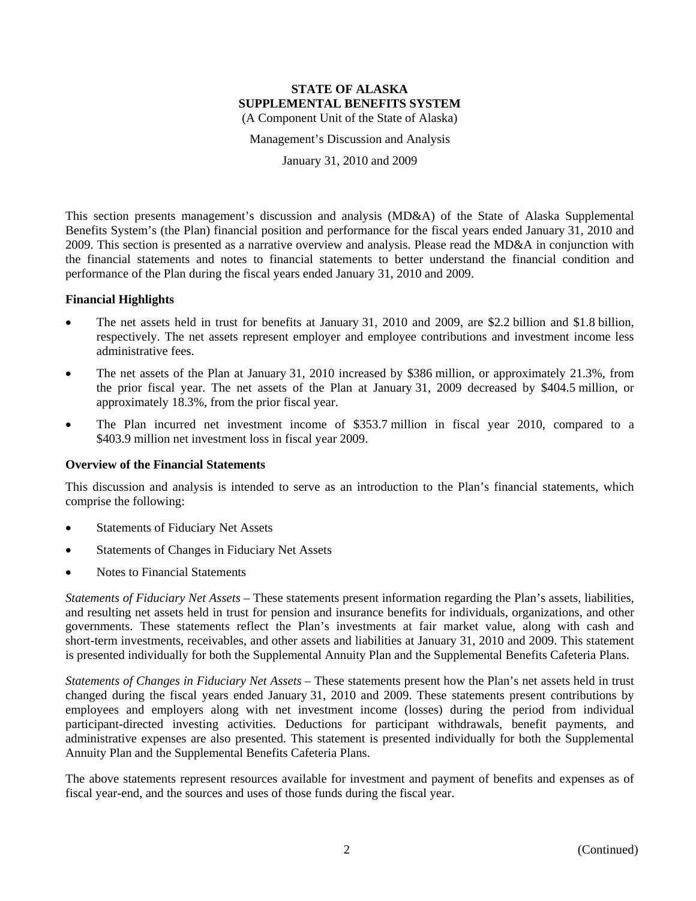# STATE OF ALASKA
## SUPPLEMENTAL BENEFITS SYSTEM

(A Component Unit of the State of Alaska)

Management's Discussion and Analysis

January 31, 2010 and 2009

This section presents management's discussion and analysis (MD&A) of the State of Alaska Supplemental Benefits System's (the Plan) financial position and performance for the fiscal years ended January 31, 2010 and 2009. This section is presented as a narrative overview and analysis. Please read the MD&A in conjunction with the financial statements and notes to financial statements to better understand the financial condition and performance of the Plan during the fiscal years ended January 31, 2010 and 2009.

### Financial Highlights

- The net assets held in trust for benefits at January 31, 2010 and 2009, are $2.2 billion and $1.8 billion, respectively. The net assets represent employer and employee contributions and investment income less administrative fees.
- The net assets of the Plan at January 31, 2010 increased by $386 million, or approximately 21.3%, from the prior fiscal year. The net assets of the Plan at January 31, 2009 decreased by $404.5 million, or approximately 18.3%, from the prior fiscal year.
- The Plan incurred net investment income of $353.7 million in fiscal year 2010, compared to a $403.9 million net investment loss in fiscal year 2009.

### Overview of the Financial Statements

This discussion and analysis is intended to serve as an introduction to the Plan's financial statements, which comprise the following:

- Statements of Fiduciary Net Assets
- Statements of Changes in Fiduciary Net Assets
- Notes to Financial Statements

*Statements of Fiduciary Net Assets* – These statements present information regarding the Plan's assets, liabilities, and resulting net assets held in trust for pension and insurance benefits for individuals, organizations, and other governments. These statements reflect the Plan's investments at fair market value, along with cash and short-term investments, receivables, and other assets and liabilities at January 31, 2010 and 2009. This statement is presented individually for both the Supplemental Annuity Plan and the Supplemental Benefits Cafeteria Plans.

*Statements of Changes in Fiduciary Net Assets* – These statements present how the Plan's net assets held in trust changed during the fiscal years ended January 31, 2010 and 2009. These statements present contributions by employees and employers along with net investment income (losses) during the period from individual participant-directed investing activities. Deductions for participant withdrawals, benefit payments, and administrative expenses are also presented. This statement is presented individually for both the Supplemental Annuity Plan and the Supplemental Benefits Cafeteria Plans.

The above statements represent resources available for investment and payment of benefits and expenses as of fiscal year-end, and the sources and uses of those funds during the fiscal year.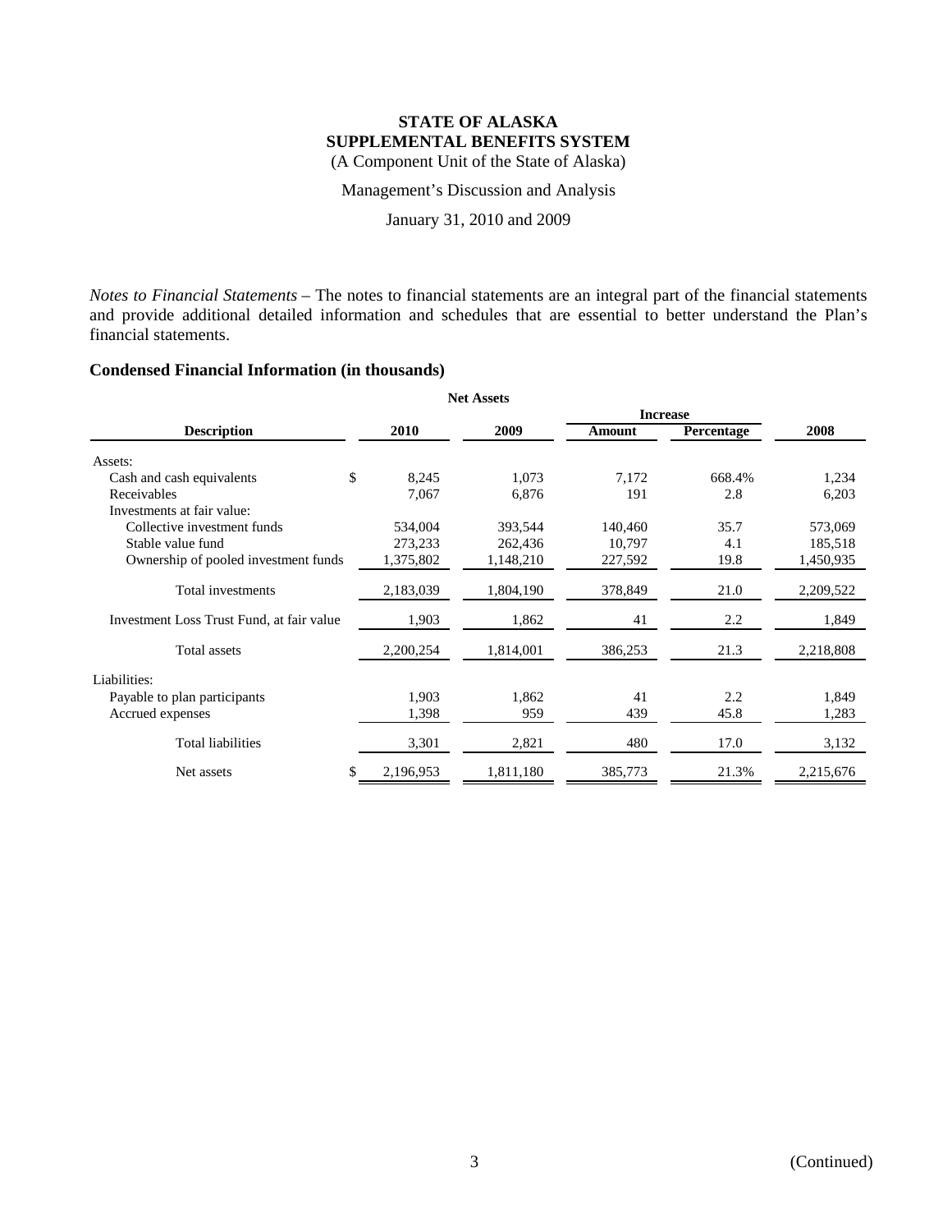**STATE OF ALASKA**
**SUPPLEMENTAL BENEFITS SYSTEM**
(A Component Unit of the State of Alaska)

Management's Discussion and Analysis

January 31, 2010 and 2009

*Notes to Financial Statements* – The notes to financial statements are an integral part of the financial statements and provide additional detailed information and schedules that are essential to better understand the Plan's financial statements.

### Condensed Financial Information (in thousands)

**Net Assets**

| Description | 2010 | 2009 | Increase Amount | Increase Percentage | 2008 |
|---|---|---|---|---|---|
| Assets: | | | | | |
| Cash and cash equivalents | $ 8,245 | 1,073 | 7,172 | 668.4% | 1,234 |
| Receivables | 7,067 | 6,876 | 191 | 2.8 | 6,203 |
| Investments at fair value: | | | | | |
| Collective investment funds | 534,004 | 393,544 | 140,460 | 35.7 | 573,069 |
| Stable value fund | 273,233 | 262,436 | 10,797 | 4.1 | 185,518 |
| Ownership of pooled investment funds | 1,375,802 | 1,148,210 | 227,592 | 19.8 | 1,450,935 |
| Total investments | 2,183,039 | 1,804,190 | 378,849 | 21.0 | 2,209,522 |
| Investment Loss Trust Fund, at fair value | 1,903 | 1,862 | 41 | 2.2 | 1,849 |
| Total assets | 2,200,254 | 1,814,001 | 386,253 | 21.3 | 2,218,808 |
| Liabilities: | | | | | |
| Payable to plan participants | 1,903 | 1,862 | 41 | 2.2 | 1,849 |
| Accrued expenses | 1,398 | 959 | 439 | 45.8 | 1,283 |
| Total liabilities | 3,301 | 2,821 | 480 | 17.0 | 3,132 |
| Net assets | $ 2,196,953 | 1,811,180 | 385,773 | 21.3% | 2,215,676 |

(Continued)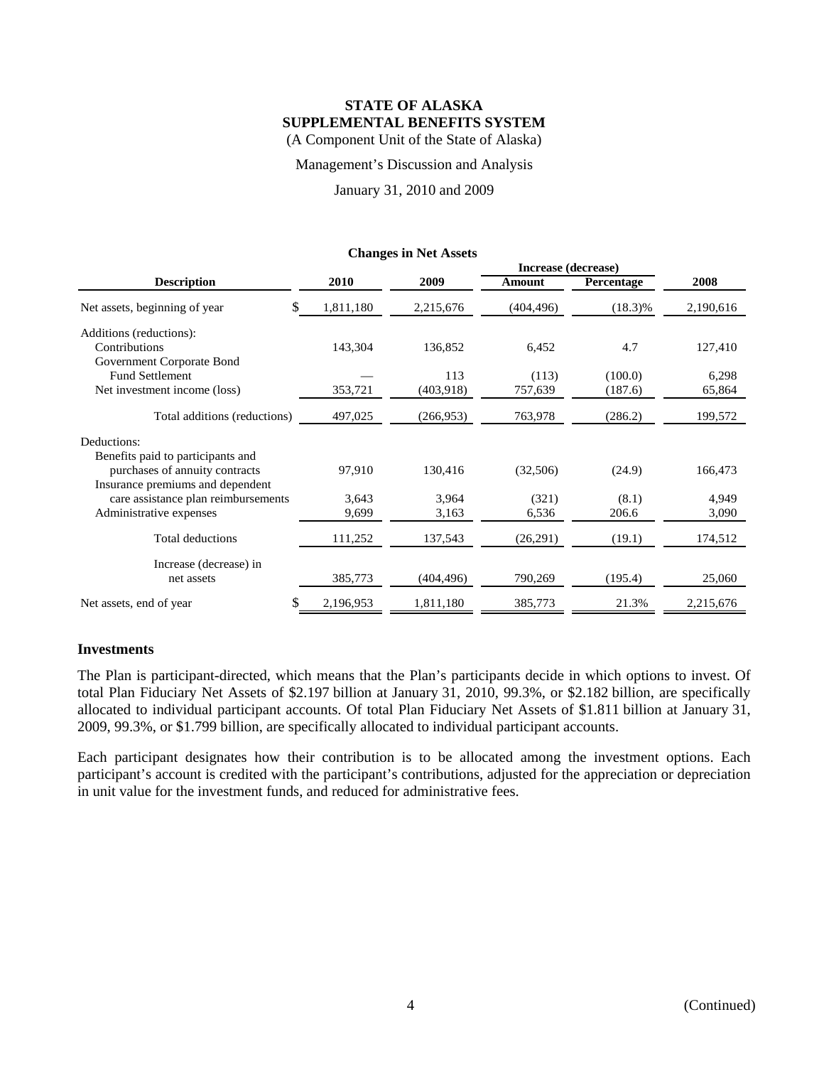**STATE OF ALASKA**
**SUPPLEMENTAL BENEFITS SYSTEM**
(A Component Unit of the State of Alaska)

Management's Discussion and Analysis

January 31, 2010 and 2009

**Changes in Net Assets**

| Description | 2010 | 2009 | Increase (decrease) Amount | Increase (decrease) Percentage | 2008 |
|---|---|---|---|---|---|
| Net assets, beginning of year | $ 1,811,180 | 2,215,676 | (404,496) | (18.3)% | 2,190,616 |
| Additions (reductions): | | | | | |
| Contributions | 143,304 | 136,852 | 6,452 | 4.7 | 127,410 |
| Government Corporate Bond Fund Settlement | — | 113 | (113) | (100.0) | 6,298 |
| Net investment income (loss) | 353,721 | (403,918) | 757,639 | (187.6) | 65,864 |
| Total additions (reductions) | 497,025 | (266,953) | 763,978 | (286.2) | 199,572 |
| Deductions: | | | | | |
| Benefits paid to participants and purchases of annuity contracts | 97,910 | 130,416 | (32,506) | (24.9) | 166,473 |
| Insurance premiums and dependent care assistance plan reimbursements | 3,643 | 3,964 | (321) | (8.1) | 4,949 |
| Administrative expenses | 9,699 | 3,163 | 6,536 | 206.6 | 3,090 |
| Total deductions | 111,252 | 137,543 | (26,291) | (19.1) | 174,512 |
| Increase (decrease) in net assets | 385,773 | (404,496) | 790,269 | (195.4) | 25,060 |
| Net assets, end of year | $ 2,196,953 | 1,811,180 | 385,773 | 21.3% | 2,215,676 |

## Investments

The Plan is participant-directed, which means that the Plan's participants decide in which options to invest. Of total Plan Fiduciary Net Assets of $2.197 billion at January 31, 2010, 99.3%, or $2.182 billion, are specifically allocated to individual participant accounts. Of total Plan Fiduciary Net Assets of $1.811 billion at January 31, 2009, 99.3%, or $1.799 billion, are specifically allocated to individual participant accounts.

Each participant designates how their contribution is to be allocated among the investment options. Each participant's account is credited with the participant's contributions, adjusted for the appreciation or depreciation in unit value for the investment funds, and reduced for administrative fees.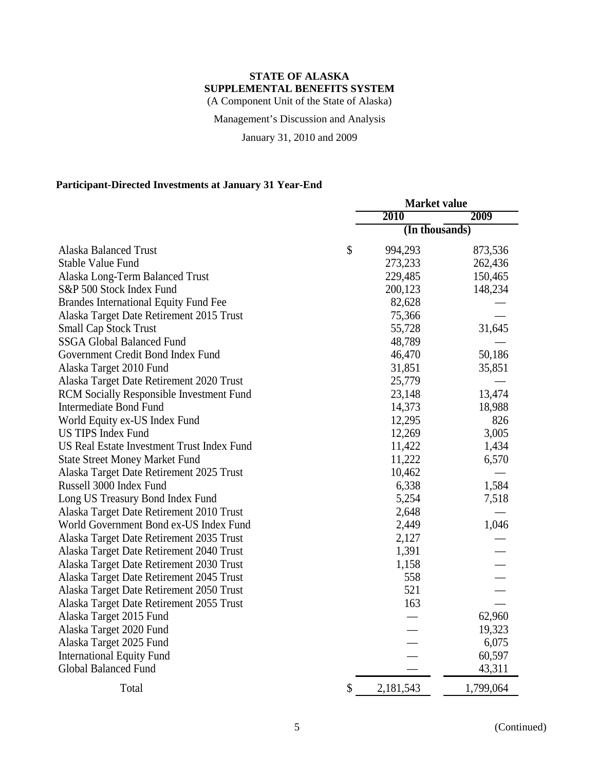**STATE OF ALASKA**
**SUPPLEMENTAL BENEFITS SYSTEM**
(A Component Unit of the State of Alaska)

Management's Discussion and Analysis

January 31, 2010 and 2009

### Participant-Directed Investments at January 31 Year-End

| | Market value | |
|---|---|---|
| | 2010 | 2009 |
| | (In thousands) | |
| Alaska Balanced Trust | $ 994,293 | 873,536 |
| Stable Value Fund | 273,233 | 262,436 |
| Alaska Long-Term Balanced Trust | 229,485 | 150,465 |
| S&P 500 Stock Index Fund | 200,123 | 148,234 |
| Brandes International Equity Fund Fee | 82,628 | — |
| Alaska Target Date Retirement 2015 Trust | 75,366 | — |
| Small Cap Stock Trust | 55,728 | 31,645 |
| SSGA Global Balanced Fund | 48,789 | — |
| Government Credit Bond Index Fund | 46,470 | 50,186 |
| Alaska Target 2010 Fund | 31,851 | 35,851 |
| Alaska Target Date Retirement 2020 Trust | 25,779 | — |
| RCM Socially Responsible Investment Fund | 23,148 | 13,474 |
| Intermediate Bond Fund | 14,373 | 18,988 |
| World Equity ex-US Index Fund | 12,295 | 826 |
| US TIPS Index Fund | 12,269 | 3,005 |
| US Real Estate Investment Trust Index Fund | 11,422 | 1,434 |
| State Street Money Market Fund | 11,222 | 6,570 |
| Alaska Target Date Retirement 2025 Trust | 10,462 | — |
| Russell 3000 Index Fund | 6,338 | 1,584 |
| Long US Treasury Bond Index Fund | 5,254 | 7,518 |
| Alaska Target Date Retirement 2010 Trust | 2,648 | — |
| World Government Bond ex-US Index Fund | 2,449 | 1,046 |
| Alaska Target Date Retirement 2035 Trust | 2,127 | — |
| Alaska Target Date Retirement 2040 Trust | 1,391 | — |
| Alaska Target Date Retirement 2030 Trust | 1,158 | — |
| Alaska Target Date Retirement 2045 Trust | 558 | — |
| Alaska Target Date Retirement 2050 Trust | 521 | — |
| Alaska Target Date Retirement 2055 Trust | 163 | — |
| Alaska Target 2015 Fund | — | 62,960 |
| Alaska Target 2020 Fund | — | 19,323 |
| Alaska Target 2025 Fund | — | 6,075 |
| International Equity Fund | — | 60,597 |
| Global Balanced Fund | — | 43,311 |
| Total | $ 2,181,543 | 1,799,064 |

(Continued)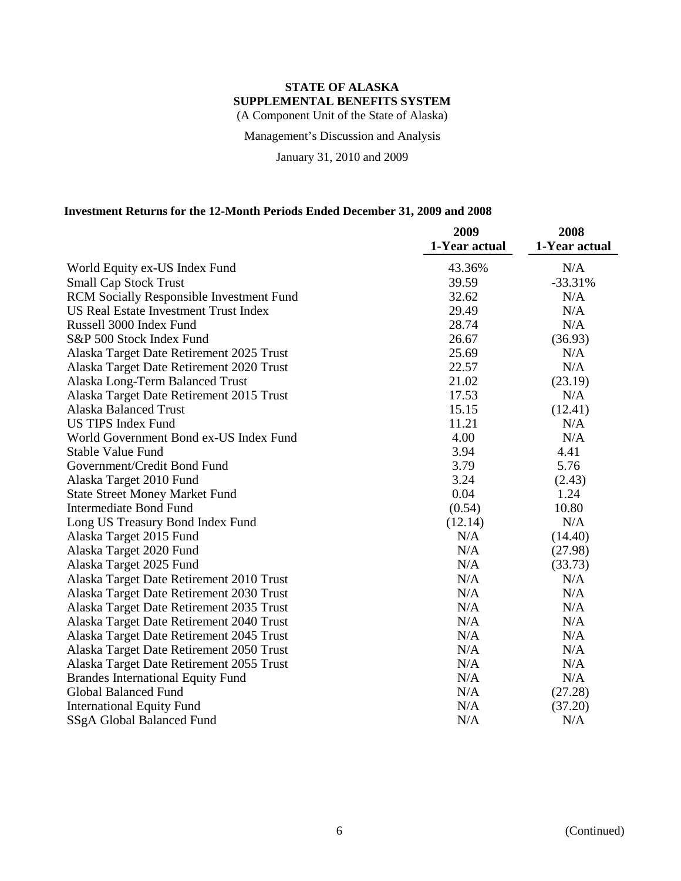**STATE OF ALASKA**
**SUPPLEMENTAL BENEFITS SYSTEM**
(A Component Unit of the State of Alaska)

Management's Discussion and Analysis

January 31, 2010 and 2009

### Investment Returns for the 12-Month Periods Ended December 31, 2009 and 2008

| | 2009 1-Year actual | 2008 1-Year actual |
|---|---|---|
| World Equity ex-US Index Fund | 43.36% | N/A |
| Small Cap Stock Trust | 39.59 | -33.31% |
| RCM Socially Responsible Investment Fund | 32.62 | N/A |
| US Real Estate Investment Trust Index | 29.49 | N/A |
| Russell 3000 Index Fund | 28.74 | N/A |
| S&P 500 Stock Index Fund | 26.67 | (36.93) |
| Alaska Target Date Retirement 2025 Trust | 25.69 | N/A |
| Alaska Target Date Retirement 2020 Trust | 22.57 | N/A |
| Alaska Long-Term Balanced Trust | 21.02 | (23.19) |
| Alaska Target Date Retirement 2015 Trust | 17.53 | N/A |
| Alaska Balanced Trust | 15.15 | (12.41) |
| US TIPS Index Fund | 11.21 | N/A |
| World Government Bond ex-US Index Fund | 4.00 | N/A |
| Stable Value Fund | 3.94 | 4.41 |
| Government/Credit Bond Fund | 3.79 | 5.76 |
| Alaska Target 2010 Fund | 3.24 | (2.43) |
| State Street Money Market Fund | 0.04 | 1.24 |
| Intermediate Bond Fund | (0.54) | 10.80 |
| Long US Treasury Bond Index Fund | (12.14) | N/A |
| Alaska Target 2015 Fund | N/A | (14.40) |
| Alaska Target 2020 Fund | N/A | (27.98) |
| Alaska Target 2025 Fund | N/A | (33.73) |
| Alaska Target Date Retirement 2010 Trust | N/A | N/A |
| Alaska Target Date Retirement 2030 Trust | N/A | N/A |
| Alaska Target Date Retirement 2035 Trust | N/A | N/A |
| Alaska Target Date Retirement 2040 Trust | N/A | N/A |
| Alaska Target Date Retirement 2045 Trust | N/A | N/A |
| Alaska Target Date Retirement 2050 Trust | N/A | N/A |
| Alaska Target Date Retirement 2055 Trust | N/A | N/A |
| Brandes International Equity Fund | N/A | N/A |
| Global Balanced Fund | N/A | (27.28) |
| International Equity Fund | N/A | (37.20) |
| SSgA Global Balanced Fund | N/A | N/A |

(Continued)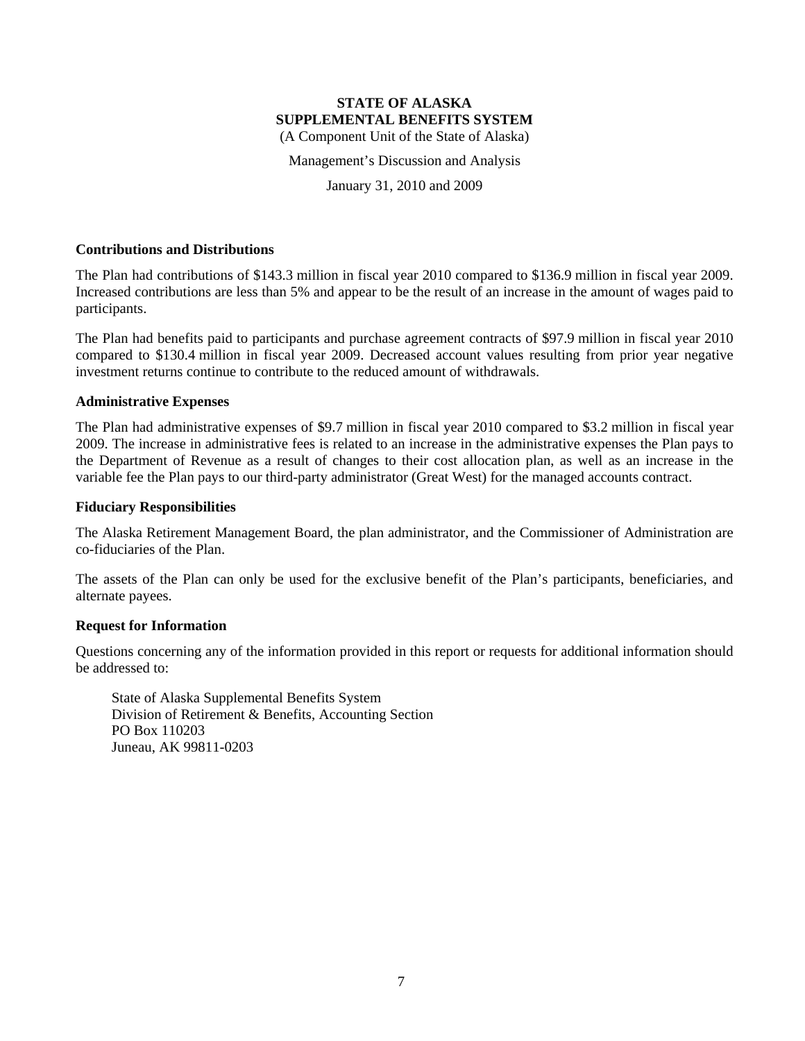**STATE OF ALASKA**
**SUPPLEMENTAL BENEFITS SYSTEM**
(A Component Unit of the State of Alaska)

Management's Discussion and Analysis

January 31, 2010 and 2009

### Contributions and Distributions

The Plan had contributions of $143.3 million in fiscal year 2010 compared to $136.9 million in fiscal year 2009. Increased contributions are less than 5% and appear to be the result of an increase in the amount of wages paid to participants.

The Plan had benefits paid to participants and purchase agreement contracts of $97.9 million in fiscal year 2010 compared to $130.4 million in fiscal year 2009. Decreased account values resulting from prior year negative investment returns continue to contribute to the reduced amount of withdrawals.

### Administrative Expenses

The Plan had administrative expenses of $9.7 million in fiscal year 2010 compared to $3.2 million in fiscal year 2009. The increase in administrative fees is related to an increase in the administrative expenses the Plan pays to the Department of Revenue as a result of changes to their cost allocation plan, as well as an increase in the variable fee the Plan pays to our third-party administrator (Great West) for the managed accounts contract.

### Fiduciary Responsibilities

The Alaska Retirement Management Board, the plan administrator, and the Commissioner of Administration are co-fiduciaries of the Plan.

The assets of the Plan can only be used for the exclusive benefit of the Plan's participants, beneficiaries, and alternate payees.

### Request for Information

Questions concerning any of the information provided in this report or requests for additional information should be addressed to:

State of Alaska Supplemental Benefits System
Division of Retirement & Benefits, Accounting Section
PO Box 110203
Juneau, AK 99811-0203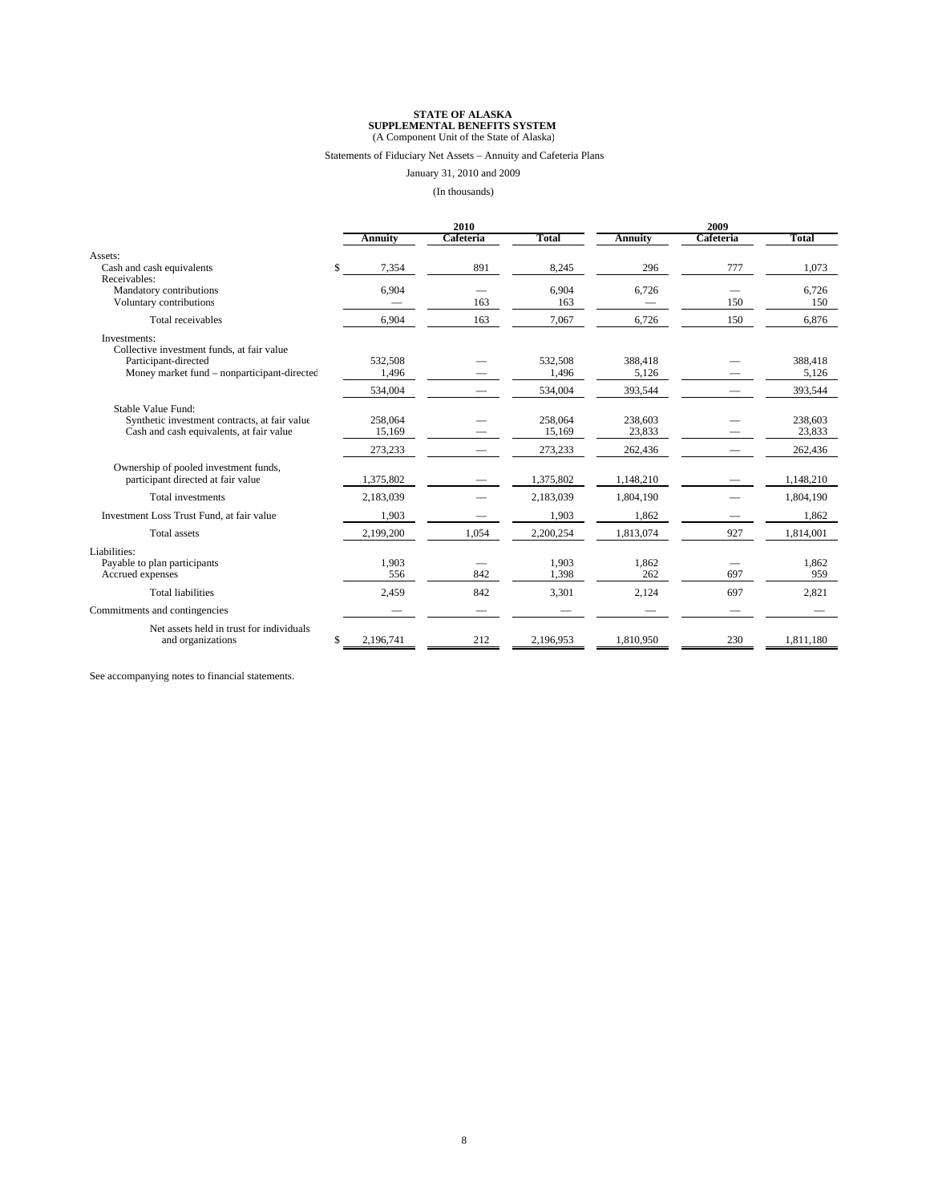**STATE OF ALASKA**
**SUPPLEMENTAL BENEFITS SYSTEM**
(A Component Unit of the State of Alaska)

Statements of Fiduciary Net Assets – Annuity and Cafeteria Plans

January 31, 2010 and 2009

(In thousands)

| | 2010 | | | 2009 | | |
|---|---|---|---|---|---|---|
| | **Annuity** | **Cafeteria** | **Total** | **Annuity** | **Cafeteria** | **Total** |
| Assets: | | | | | | |
| Cash and cash equivalents | $ 7,354 | 891 | 8,245 | 296 | 777 | 1,073 |
| Receivables: | | | | | | |
| Mandatory contributions | 6,904 | — | 6,904 | 6,726 | — | 6,726 |
| Voluntary contributions | — | 163 | 163 | — | 150 | 150 |
| Total receivables | 6,904 | 163 | 7,067 | 6,726 | 150 | 6,876 |
| Investments: | | | | | | |
| Collective investment funds, at fair value | | | | | | |
| Participant-directed | 532,508 | — | 532,508 | 388,418 | — | 388,418 |
| Money market fund – nonparticipant-directed | 1,496 | — | 1,496 | 5,126 | — | 5,126 |
| | 534,004 | — | 534,004 | 393,544 | — | 393,544 |
| Stable Value Fund: | | | | | | |
| Synthetic investment contracts, at fair value | 258,064 | — | 258,064 | 238,603 | — | 238,603 |
| Cash and cash equivalents, at fair value | 15,169 | — | 15,169 | 23,833 | — | 23,833 |
| | 273,233 | — | 273,233 | 262,436 | — | 262,436 |
| Ownership of pooled investment funds, participant directed at fair value | 1,375,802 | — | 1,375,802 | 1,148,210 | — | 1,148,210 |
| Total investments | 2,183,039 | — | 2,183,039 | 1,804,190 | — | 1,804,190 |
| Investment Loss Trust Fund, at fair value | 1,903 | — | 1,903 | 1,862 | — | 1,862 |
| Total assets | 2,199,200 | 1,054 | 2,200,254 | 1,813,074 | 927 | 1,814,001 |
| Liabilities: | | | | | | |
| Payable to plan participants | 1,903 | — | 1,903 | 1,862 | — | 1,862 |
| Accrued expenses | 556 | 842 | 1,398 | 262 | 697 | 959 |
| Total liabilities | 2,459 | 842 | 3,301 | 2,124 | 697 | 2,821 |
| Commitments and contingencies | — | — | — | — | — | — |
| Net assets held in trust for individuals and organizations | $ 2,196,741 | 212 | 2,196,953 | 1,810,950 | 230 | 1,811,180 |

See accompanying notes to financial statements.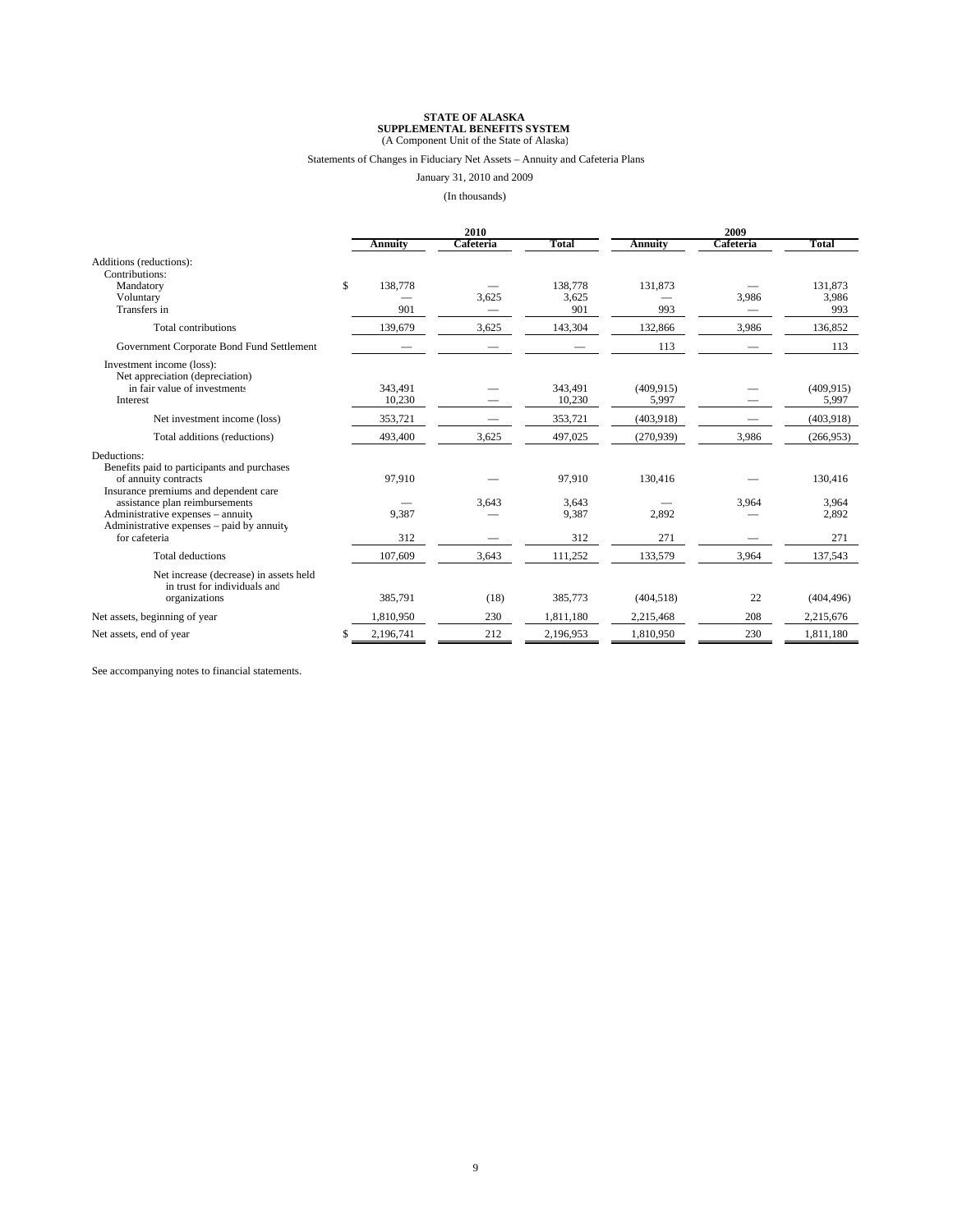**STATE OF ALASKA**
**SUPPLEMENTAL BENEFITS SYSTEM**
(A Component Unit of the State of Alaska)

Statements of Changes in Fiduciary Net Assets – Annuity and Cafeteria Plans

January 31, 2010 and 2009

(In thousands)

| | 2010 | | | 2009 | | |
|---|---|---|---|---|---|---|
| | **Annuity** | **Cafeteria** | **Total** | **Annuity** | **Cafeteria** | **Total** |
| Additions (reductions): | | | | | | |
| Contributions: | | | | | | |
| Mandatory | $ 138,778 | — | 138,778 | 131,873 | — | 131,873 |
| Voluntary | — | 3,625 | 3,625 | — | 3,986 | 3,986 |
| Transfers in | 901 | — | 901 | 993 | — | 993 |
| Total contributions | 139,679 | 3,625 | 143,304 | 132,866 | 3,986 | 136,852 |
| Government Corporate Bond Fund Settlement | — | — | — | 113 | — | 113 |
| Investment income (loss): | | | | | | |
| Net appreciation (depreciation) in fair value of investments | 343,491 | — | 343,491 | (409,915) | — | (409,915) |
| Interest | 10,230 | — | 10,230 | 5,997 | — | 5,997 |
| Net investment income (loss) | 353,721 | — | 353,721 | (403,918) | — | (403,918) |
| Total additions (reductions) | 493,400 | 3,625 | 497,025 | (270,939) | 3,986 | (266,953) |
| Deductions: | | | | | | |
| Benefits paid to participants and purchases of annuity contracts | 97,910 | — | 97,910 | 130,416 | — | 130,416 |
| Insurance premiums and dependent care assistance plan reimbursements | — | 3,643 | 3,643 | — | 3,964 | 3,964 |
| Administrative expenses – annuity | 9,387 | — | 9,387 | 2,892 | — | 2,892 |
| Administrative expenses – paid by annuity for cafeteria | 312 | — | 312 | 271 | — | 271 |
| Total deductions | 107,609 | 3,643 | 111,252 | 133,579 | 3,964 | 137,543 |
| Net increase (decrease) in assets held in trust for individuals and organizations | 385,791 | (18) | 385,773 | (404,518) | 22 | (404,496) |
| Net assets, beginning of year | 1,810,950 | 230 | 1,811,180 | 2,215,468 | 208 | 2,215,676 |
| Net assets, end of year | $ 2,196,741 | 212 | 2,196,953 | 1,810,950 | 230 | 1,811,180 |

See accompanying notes to financial statements.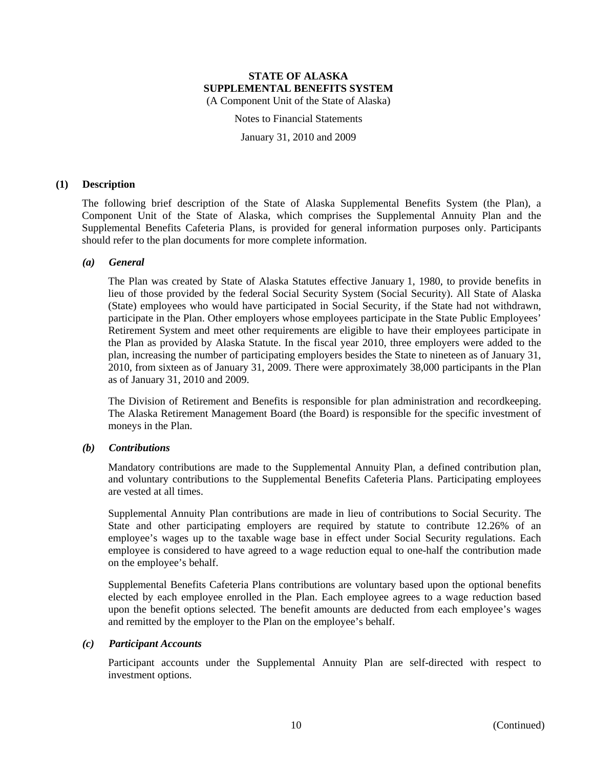# STATE OF ALASKA
# SUPPLEMENTAL BENEFITS SYSTEM

(A Component Unit of the State of Alaska)

Notes to Financial Statements

January 31, 2010 and 2009

## (1) Description

The following brief description of the State of Alaska Supplemental Benefits System (the Plan), a Component Unit of the State of Alaska, which comprises the Supplemental Annuity Plan and the Supplemental Benefits Cafeteria Plans, is provided for general information purposes only. Participants should refer to the plan documents for more complete information.

### *(a) General*

The Plan was created by State of Alaska Statutes effective January 1, 1980, to provide benefits in lieu of those provided by the federal Social Security System (Social Security). All State of Alaska (State) employees who would have participated in Social Security, if the State had not withdrawn, participate in the Plan. Other employers whose employees participate in the State Public Employees' Retirement System and meet other requirements are eligible to have their employees participate in the Plan as provided by Alaska Statute. In the fiscal year 2010, three employers were added to the plan, increasing the number of participating employers besides the State to nineteen as of January 31, 2010, from sixteen as of January 31, 2009. There were approximately 38,000 participants in the Plan as of January 31, 2010 and 2009.

The Division of Retirement and Benefits is responsible for plan administration and recordkeeping. The Alaska Retirement Management Board (the Board) is responsible for the specific investment of moneys in the Plan.

### *(b) Contributions*

Mandatory contributions are made to the Supplemental Annuity Plan, a defined contribution plan, and voluntary contributions to the Supplemental Benefits Cafeteria Plans. Participating employees are vested at all times.

Supplemental Annuity Plan contributions are made in lieu of contributions to Social Security. The State and other participating employers are required by statute to contribute 12.26% of an employee's wages up to the taxable wage base in effect under Social Security regulations. Each employee is considered to have agreed to a wage reduction equal to one-half the contribution made on the employee's behalf.

Supplemental Benefits Cafeteria Plans contributions are voluntary based upon the optional benefits elected by each employee enrolled in the Plan. Each employee agrees to a wage reduction based upon the benefit options selected. The benefit amounts are deducted from each employee's wages and remitted by the employer to the Plan on the employee's behalf.

### *(c) Participant Accounts*

Participant accounts under the Supplemental Annuity Plan are self-directed with respect to investment options.

(Continued)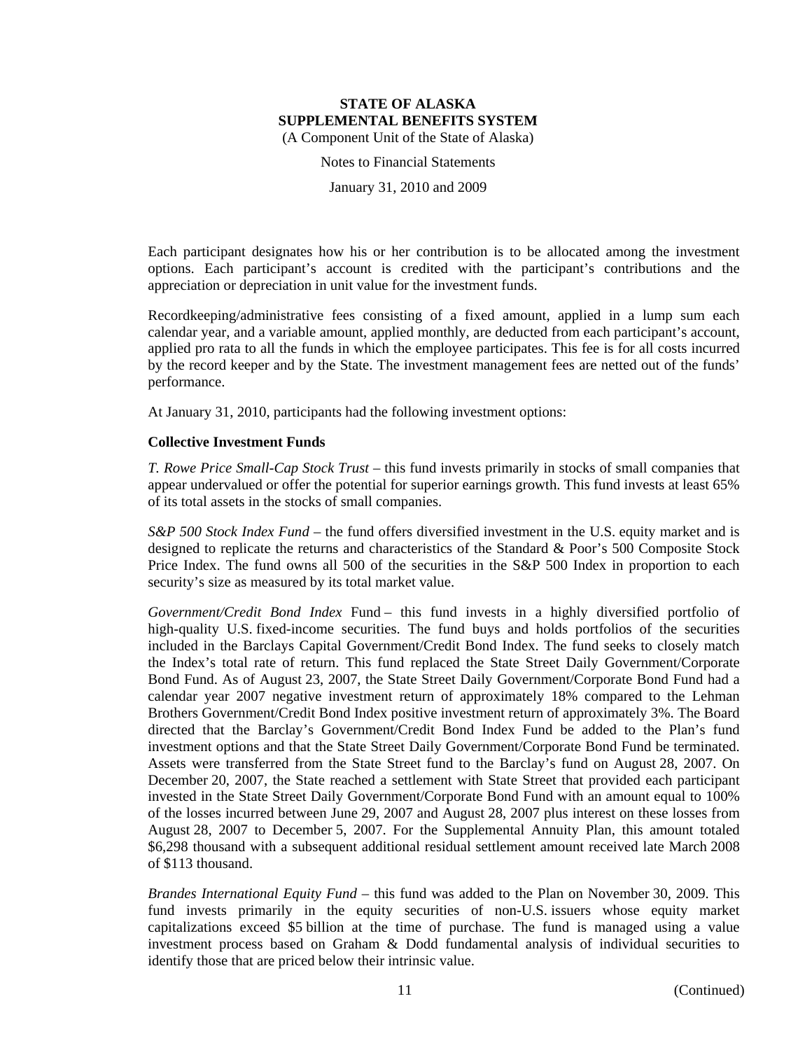Each participant designates how his or her contribution is to be allocated among the investment options. Each participant's account is credited with the participant's contributions and the appreciation or depreciation in unit value for the investment funds.

Recordkeeping/administrative fees consisting of a fixed amount, applied in a lump sum each calendar year, and a variable amount, applied monthly, are deducted from each participant's account, applied pro rata to all the funds in which the employee participates. This fee is for all costs incurred by the record keeper and by the State. The investment management fees are netted out of the funds' performance.

At January 31, 2010, participants had the following investment options:

**Collective Investment Funds**

*T. Rowe Price Small-Cap Stock Trust* – this fund invests primarily in stocks of small companies that appear undervalued or offer the potential for superior earnings growth. This fund invests at least 65% of its total assets in the stocks of small companies.

*S&P 500 Stock Index Fund* – the fund offers diversified investment in the U.S. equity market and is designed to replicate the returns and characteristics of the Standard & Poor's 500 Composite Stock Price Index. The fund owns all 500 of the securities in the S&P 500 Index in proportion to each security's size as measured by its total market value.

*Government/Credit Bond Index* Fund – this fund invests in a highly diversified portfolio of high-quality U.S. fixed-income securities. The fund buys and holds portfolios of the securities included in the Barclays Capital Government/Credit Bond Index. The fund seeks to closely match the Index's total rate of return. This fund replaced the State Street Daily Government/Corporate Bond Fund. As of August 23, 2007, the State Street Daily Government/Corporate Bond Fund had a calendar year 2007 negative investment return of approximately 18% compared to the Lehman Brothers Government/Credit Bond Index positive investment return of approximately 3%. The Board directed that the Barclay's Government/Credit Bond Index Fund be added to the Plan's fund investment options and that the State Street Daily Government/Corporate Bond Fund be terminated. Assets were transferred from the State Street fund to the Barclay's fund on August 28, 2007. On December 20, 2007, the State reached a settlement with State Street that provided each participant invested in the State Street Daily Government/Corporate Bond Fund with an amount equal to 100% of the losses incurred between June 29, 2007 and August 28, 2007 plus interest on these losses from August 28, 2007 to December 5, 2007. For the Supplemental Annuity Plan, this amount totaled $6,298 thousand with a subsequent additional residual settlement amount received late March 2008 of $113 thousand.

*Brandes International Equity Fund* – this fund was added to the Plan on November 30, 2009. This fund invests primarily in the equity securities of non-U.S. issuers whose equity market capitalizations exceed $5 billion at the time of purchase. The fund is managed using a value investment process based on Graham & Dodd fundamental analysis of individual securities to identify those that are priced below their intrinsic value.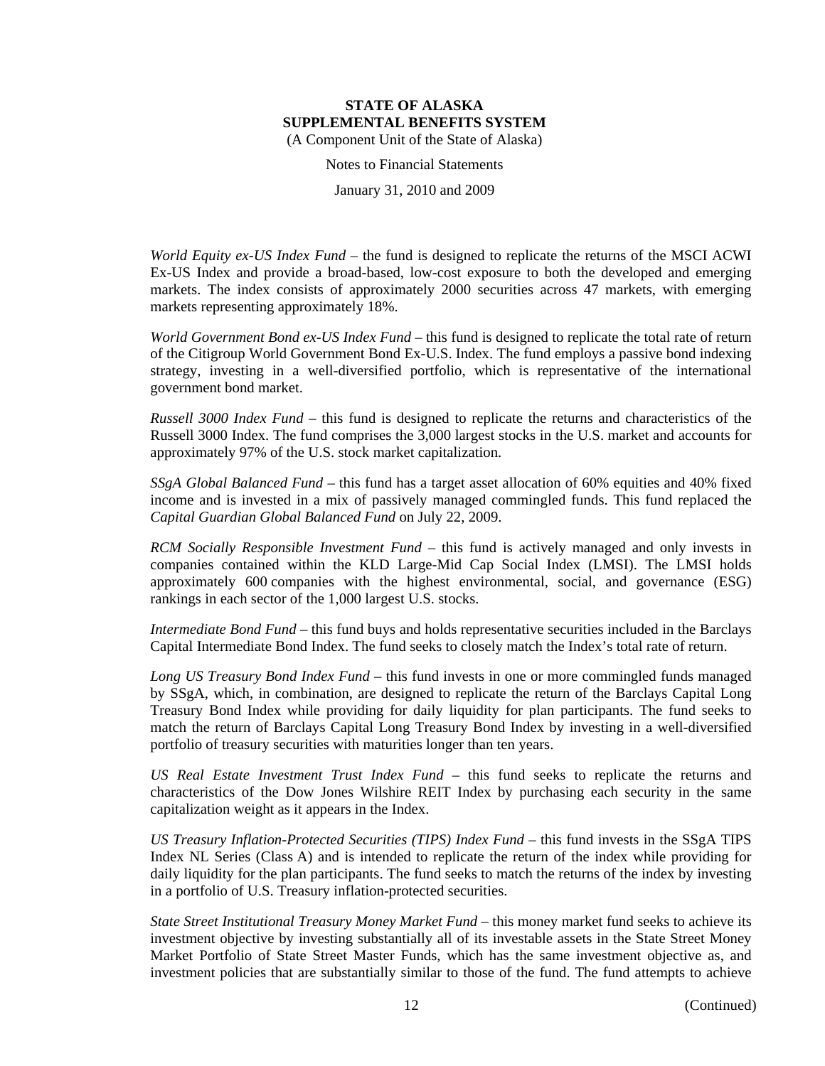*World Equity ex-US Index Fund* – the fund is designed to replicate the returns of the MSCI ACWI Ex-US Index and provide a broad-based, low-cost exposure to both the developed and emerging markets. The index consists of approximately 2000 securities across 47 markets, with emerging markets representing approximately 18%.

*World Government Bond ex-US Index Fund* – this fund is designed to replicate the total rate of return of the Citigroup World Government Bond Ex-U.S. Index. The fund employs a passive bond indexing strategy, investing in a well-diversified portfolio, which is representative of the international government bond market.

*Russell 3000 Index Fund* – this fund is designed to replicate the returns and characteristics of the Russell 3000 Index. The fund comprises the 3,000 largest stocks in the U.S. market and accounts for approximately 97% of the U.S. stock market capitalization.

*SSgA Global Balanced Fund* – this fund has a target asset allocation of 60% equities and 40% fixed income and is invested in a mix of passively managed commingled funds. This fund replaced the *Capital Guardian Global Balanced Fund* on July 22, 2009.

*RCM Socially Responsible Investment Fund* – this fund is actively managed and only invests in companies contained within the KLD Large-Mid Cap Social Index (LMSI). The LMSI holds approximately 600 companies with the highest environmental, social, and governance (ESG) rankings in each sector of the 1,000 largest U.S. stocks.

*Intermediate Bond Fund* – this fund buys and holds representative securities included in the Barclays Capital Intermediate Bond Index. The fund seeks to closely match the Index's total rate of return.

*Long US Treasury Bond Index Fund* – this fund invests in one or more commingled funds managed by SSgA, which, in combination, are designed to replicate the return of the Barclays Capital Long Treasury Bond Index while providing for daily liquidity for plan participants. The fund seeks to match the return of Barclays Capital Long Treasury Bond Index by investing in a well-diversified portfolio of treasury securities with maturities longer than ten years.

*US Real Estate Investment Trust Index Fund* – this fund seeks to replicate the returns and characteristics of the Dow Jones Wilshire REIT Index by purchasing each security in the same capitalization weight as it appears in the Index.

*US Treasury Inflation-Protected Securities (TIPS) Index Fund* – this fund invests in the SSgA TIPS Index NL Series (Class A) and is intended to replicate the return of the index while providing for daily liquidity for the plan participants. The fund seeks to match the returns of the index by investing in a portfolio of U.S. Treasury inflation-protected securities.

*State Street Institutional Treasury Money Market Fund* – this money market fund seeks to achieve its investment objective by investing substantially all of its investable assets in the State Street Money Market Portfolio of State Street Master Funds, which has the same investment objective as, and investment policies that are substantially similar to those of the fund. The fund attempts to achieve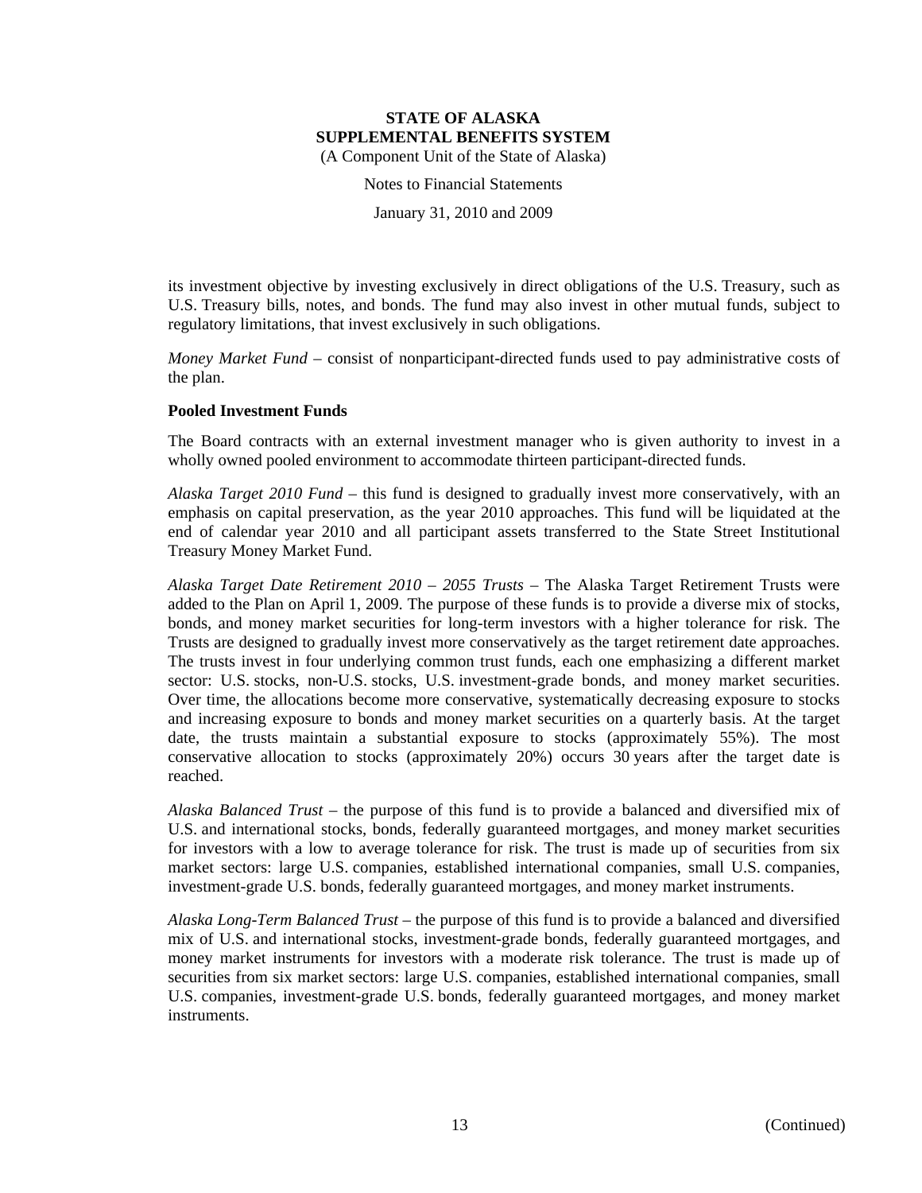its investment objective by investing exclusively in direct obligations of the U.S. Treasury, such as U.S. Treasury bills, notes, and bonds. The fund may also invest in other mutual funds, subject to regulatory limitations, that invest exclusively in such obligations.

*Money Market Fund* – consist of nonparticipant-directed funds used to pay administrative costs of the plan.

**Pooled Investment Funds**

The Board contracts with an external investment manager who is given authority to invest in a wholly owned pooled environment to accommodate thirteen participant-directed funds.

*Alaska Target 2010 Fund* – this fund is designed to gradually invest more conservatively, with an emphasis on capital preservation, as the year 2010 approaches. This fund will be liquidated at the end of calendar year 2010 and all participant assets transferred to the State Street Institutional Treasury Money Market Fund.

*Alaska Target Date Retirement 2010 – 2055 Trusts* – The Alaska Target Retirement Trusts were added to the Plan on April 1, 2009. The purpose of these funds is to provide a diverse mix of stocks, bonds, and money market securities for long-term investors with a higher tolerance for risk. The Trusts are designed to gradually invest more conservatively as the target retirement date approaches. The trusts invest in four underlying common trust funds, each one emphasizing a different market sector: U.S. stocks, non-U.S. stocks, U.S. investment-grade bonds, and money market securities. Over time, the allocations become more conservative, systematically decreasing exposure to stocks and increasing exposure to bonds and money market securities on a quarterly basis. At the target date, the trusts maintain a substantial exposure to stocks (approximately 55%). The most conservative allocation to stocks (approximately 20%) occurs 30 years after the target date is reached.

*Alaska Balanced Trust* – the purpose of this fund is to provide a balanced and diversified mix of U.S. and international stocks, bonds, federally guaranteed mortgages, and money market securities for investors with a low to average tolerance for risk. The trust is made up of securities from six market sectors: large U.S. companies, established international companies, small U.S. companies, investment-grade U.S. bonds, federally guaranteed mortgages, and money market instruments.

*Alaska Long-Term Balanced Trust* – the purpose of this fund is to provide a balanced and diversified mix of U.S. and international stocks, investment-grade bonds, federally guaranteed mortgages, and money market instruments for investors with a moderate risk tolerance. The trust is made up of securities from six market sectors: large U.S. companies, established international companies, small U.S. companies, investment-grade U.S. bonds, federally guaranteed mortgages, and money market instruments.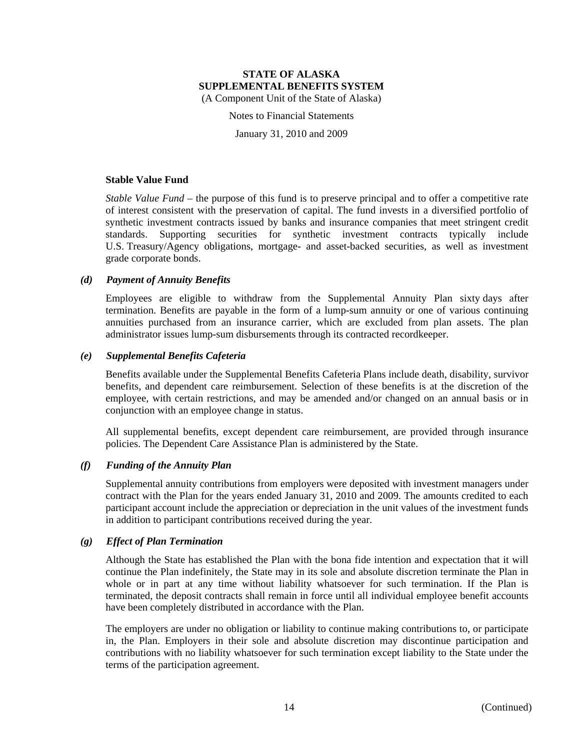**Stable Value Fund**

*Stable Value Fund* – the purpose of this fund is to preserve principal and to offer a competitive rate of interest consistent with the preservation of capital. The fund invests in a diversified portfolio of synthetic investment contracts issued by banks and insurance companies that meet stringent credit standards. Supporting securities for synthetic investment contracts typically include U.S. Treasury/Agency obligations, mortgage- and asset-backed securities, as well as investment grade corporate bonds.

***(d) Payment of Annuity Benefits***

Employees are eligible to withdraw from the Supplemental Annuity Plan sixty days after termination. Benefits are payable in the form of a lump-sum annuity or one of various continuing annuities purchased from an insurance carrier, which are excluded from plan assets. The plan administrator issues lump-sum disbursements through its contracted recordkeeper.

***(e) Supplemental Benefits Cafeteria***

Benefits available under the Supplemental Benefits Cafeteria Plans include death, disability, survivor benefits, and dependent care reimbursement. Selection of these benefits is at the discretion of the employee, with certain restrictions, and may be amended and/or changed on an annual basis or in conjunction with an employee change in status.

All supplemental benefits, except dependent care reimbursement, are provided through insurance policies. The Dependent Care Assistance Plan is administered by the State.

***(f) Funding of the Annuity Plan***

Supplemental annuity contributions from employers were deposited with investment managers under contract with the Plan for the years ended January 31, 2010 and 2009. The amounts credited to each participant account include the appreciation or depreciation in the unit values of the investment funds in addition to participant contributions received during the year.

***(g) Effect of Plan Termination***

Although the State has established the Plan with the bona fide intention and expectation that it will continue the Plan indefinitely, the State may in its sole and absolute discretion terminate the Plan in whole or in part at any time without liability whatsoever for such termination. If the Plan is terminated, the deposit contracts shall remain in force until all individual employee benefit accounts have been completely distributed in accordance with the Plan.

The employers are under no obligation or liability to continue making contributions to, or participate in, the Plan. Employers in their sole and absolute discretion may discontinue participation and contributions with no liability whatsoever for such termination except liability to the State under the terms of the participation agreement.

(Continued)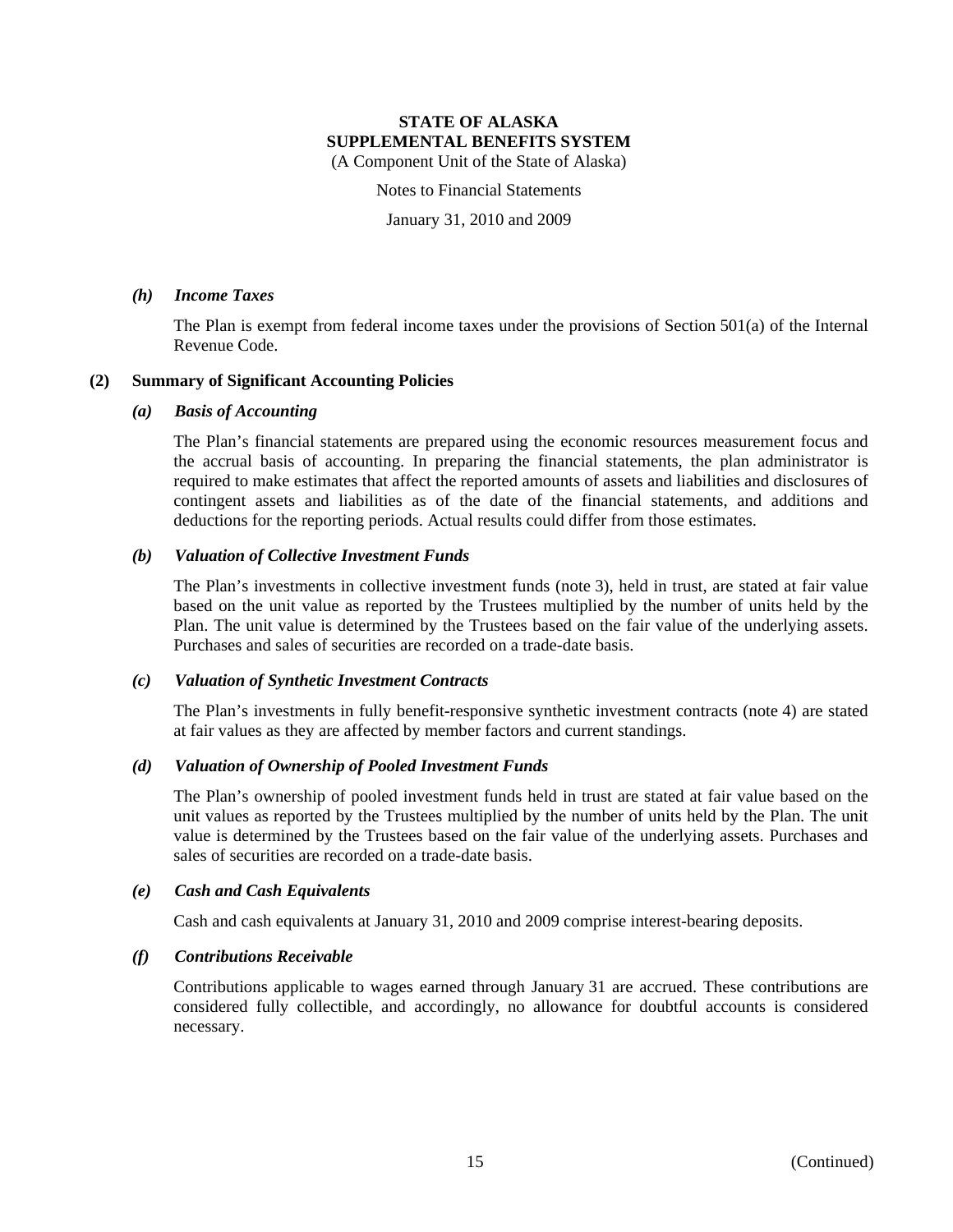### *(h) Income Taxes*

The Plan is exempt from federal income taxes under the provisions of Section 501(a) of the Internal Revenue Code.

## (2) Summary of Significant Accounting Policies

### *(a) Basis of Accounting*

The Plan's financial statements are prepared using the economic resources measurement focus and the accrual basis of accounting. In preparing the financial statements, the plan administrator is required to make estimates that affect the reported amounts of assets and liabilities and disclosures of contingent assets and liabilities as of the date of the financial statements, and additions and deductions for the reporting periods. Actual results could differ from those estimates.

### *(b) Valuation of Collective Investment Funds*

The Plan's investments in collective investment funds (note 3), held in trust, are stated at fair value based on the unit value as reported by the Trustees multiplied by the number of units held by the Plan. The unit value is determined by the Trustees based on the fair value of the underlying assets. Purchases and sales of securities are recorded on a trade-date basis.

### *(c) Valuation of Synthetic Investment Contracts*

The Plan's investments in fully benefit-responsive synthetic investment contracts (note 4) are stated at fair values as they are affected by member factors and current standings.

### *(d) Valuation of Ownership of Pooled Investment Funds*

The Plan's ownership of pooled investment funds held in trust are stated at fair value based on the unit values as reported by the Trustees multiplied by the number of units held by the Plan. The unit value is determined by the Trustees based on the fair value of the underlying assets. Purchases and sales of securities are recorded on a trade-date basis.

### *(e) Cash and Cash Equivalents*

Cash and cash equivalents at January 31, 2010 and 2009 comprise interest-bearing deposits.

### *(f) Contributions Receivable*

Contributions applicable to wages earned through January 31 are accrued. These contributions are considered fully collectible, and accordingly, no allowance for doubtful accounts is considered necessary.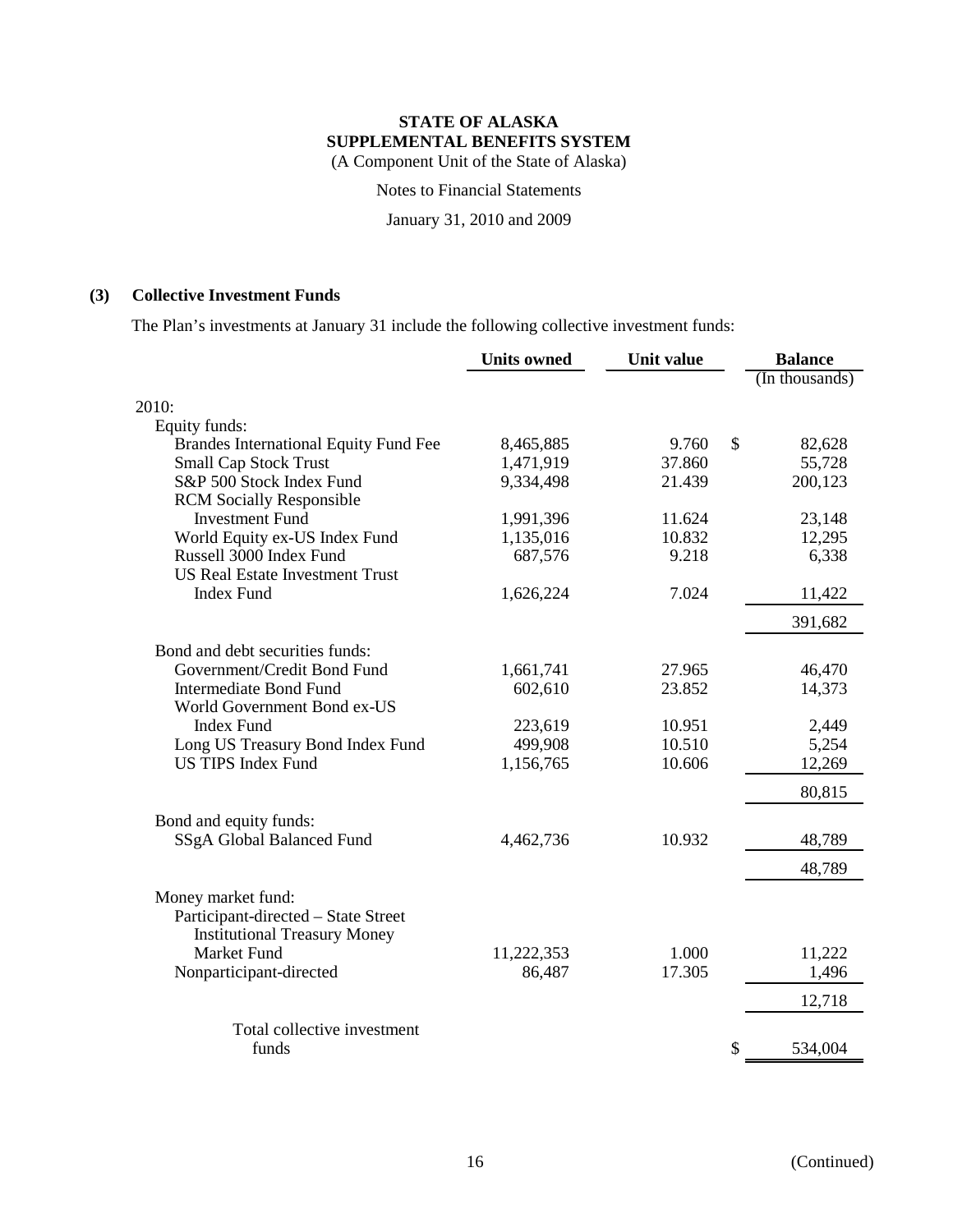# STATE OF ALASKA
# SUPPLEMENTAL BENEFITS SYSTEM
(A Component Unit of the State of Alaska)

Notes to Financial Statements

January 31, 2010 and 2009

## (3) Collective Investment Funds

The Plan's investments at January 31 include the following collective investment funds:

| | Units owned | Unit value | Balance (In thousands) |
|---|---|---|---|
| 2010: | | | |
| Equity funds: | | | |
| Brandes International Equity Fund Fee | 8,465,885 | 9.760 | $ 82,628 |
| Small Cap Stock Trust | 1,471,919 | 37.860 | 55,728 |
| S&P 500 Stock Index Fund | 9,334,498 | 21.439 | 200,123 |
| RCM Socially Responsible Investment Fund | 1,991,396 | 11.624 | 23,148 |
| World Equity ex-US Index Fund | 1,135,016 | 10.832 | 12,295 |
| Russell 3000 Index Fund | 687,576 | 9.218 | 6,338 |
| US Real Estate Investment Trust Index Fund | 1,626,224 | 7.024 | 11,422 |
| | | | 391,682 |
| Bond and debt securities funds: | | | |
| Government/Credit Bond Fund | 1,661,741 | 27.965 | 46,470 |
| Intermediate Bond Fund | 602,610 | 23.852 | 14,373 |
| World Government Bond ex-US Index Fund | 223,619 | 10.951 | 2,449 |
| Long US Treasury Bond Index Fund | 499,908 | 10.510 | 5,254 |
| US TIPS Index Fund | 1,156,765 | 10.606 | 12,269 |
| | | | 80,815 |
| Bond and equity funds: | | | |
| SSgA Global Balanced Fund | 4,462,736 | 10.932 | 48,789 |
| | | | 48,789 |
| Money market fund: | | | |
| Participant-directed – State Street Institutional Treasury Money Market Fund | 11,222,353 | 1.000 | 11,222 |
| Nonparticipant-directed | 86,487 | 17.305 | 1,496 |
| | | | 12,718 |
| Total collective investment funds | | | $ 534,004 |

(Continued)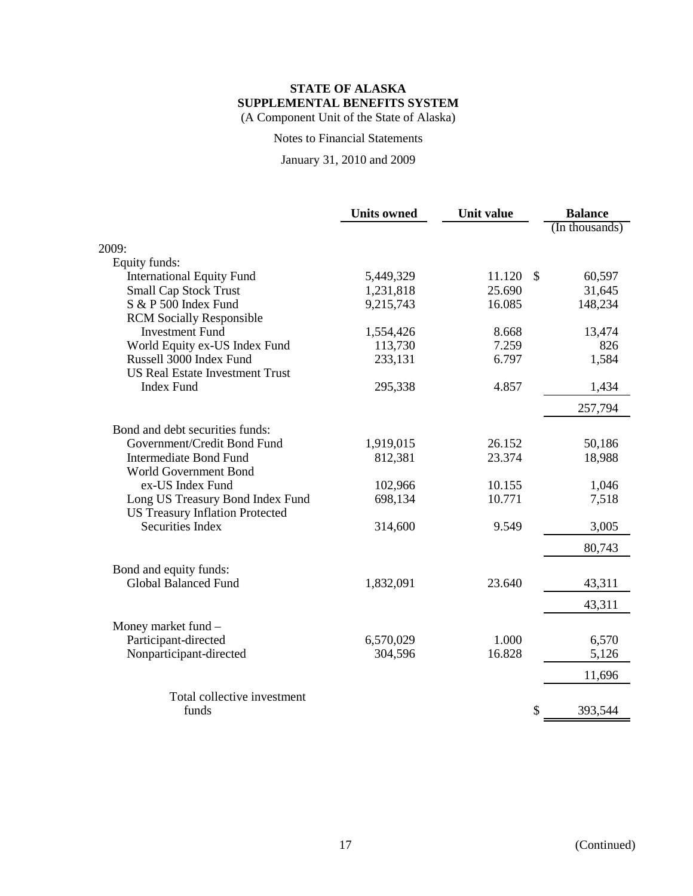**STATE OF ALASKA**
**SUPPLEMENTAL BENEFITS SYSTEM**
(A Component Unit of the State of Alaska)

Notes to Financial Statements

January 31, 2010 and 2009

| | Units owned | Unit value | Balance (In thousands) |
|---|---|---|---|
| 2009: | | | |
| Equity funds: | | | |
| International Equity Fund | 5,449,329 | 11.120 | $ 60,597 |
| Small Cap Stock Trust | 1,231,818 | 25.690 | 31,645 |
| S & P 500 Index Fund | 9,215,743 | 16.085 | 148,234 |
| RCM Socially Responsible Investment Fund | 1,554,426 | 8.668 | 13,474 |
| World Equity ex-US Index Fund | 113,730 | 7.259 | 826 |
| Russell 3000 Index Fund | 233,131 | 6.797 | 1,584 |
| US Real Estate Investment Trust Index Fund | 295,338 | 4.857 | 1,434 |
| | | | 257,794 |
| Bond and debt securities funds: | | | |
| Government/Credit Bond Fund | 1,919,015 | 26.152 | 50,186 |
| Intermediate Bond Fund | 812,381 | 23.374 | 18,988 |
| World Government Bond ex-US Index Fund | 102,966 | 10.155 | 1,046 |
| Long US Treasury Bond Index Fund | 698,134 | 10.771 | 7,518 |
| US Treasury Inflation Protected Securities Index | 314,600 | 9.549 | 3,005 |
| | | | 80,743 |
| Bond and equity funds: | | | |
| Global Balanced Fund | 1,832,091 | 23.640 | 43,311 |
| | | | 43,311 |
| Money market fund – | | | |
| Participant-directed | 6,570,029 | 1.000 | 6,570 |
| Nonparticipant-directed | 304,596 | 16.828 | 5,126 |
| | | | 11,696 |
| Total collective investment funds | | | $ 393,544 |

(Continued)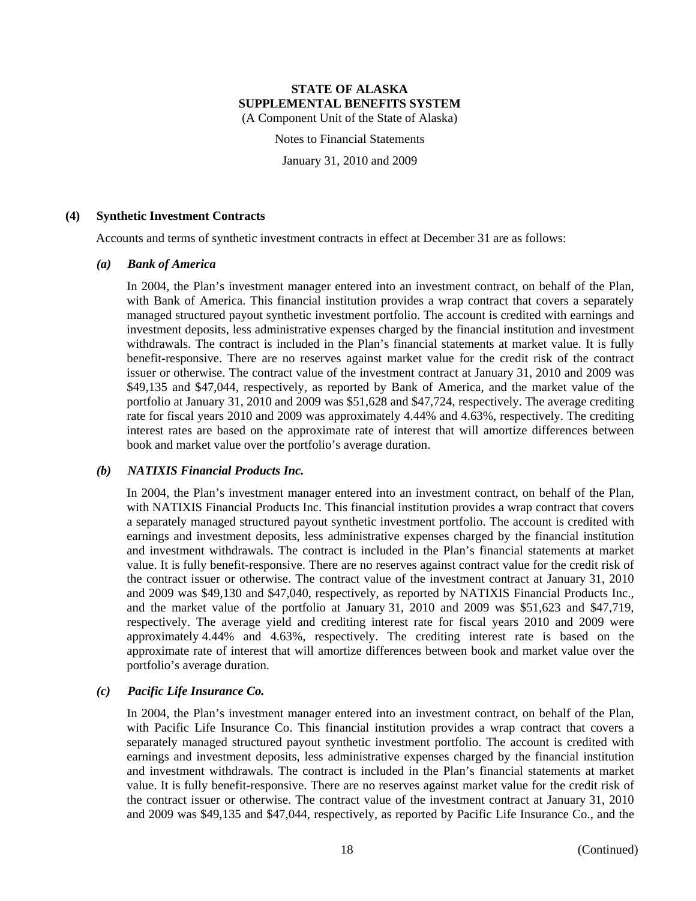**STATE OF ALASKA**
**SUPPLEMENTAL BENEFITS SYSTEM**
(A Component Unit of the State of Alaska)

Notes to Financial Statements

January 31, 2010 and 2009

## (4) Synthetic Investment Contracts

Accounts and terms of synthetic investment contracts in effect at December 31 are as follows:

### *(a) Bank of America*

In 2004, the Plan's investment manager entered into an investment contract, on behalf of the Plan, with Bank of America. This financial institution provides a wrap contract that covers a separately managed structured payout synthetic investment portfolio. The account is credited with earnings and investment deposits, less administrative expenses charged by the financial institution and investment withdrawals. The contract is included in the Plan's financial statements at market value. It is fully benefit-responsive. There are no reserves against market value for the credit risk of the contract issuer or otherwise. The contract value of the investment contract at January 31, 2010 and 2009 was $49,135 and $47,044, respectively, as reported by Bank of America, and the market value of the portfolio at January 31, 2010 and 2009 was $51,628 and $47,724, respectively. The average crediting rate for fiscal years 2010 and 2009 was approximately 4.44% and 4.63%, respectively. The crediting interest rates are based on the approximate rate of interest that will amortize differences between book and market value over the portfolio's average duration.

### *(b) NATIXIS Financial Products Inc.*

In 2004, the Plan's investment manager entered into an investment contract, on behalf of the Plan, with NATIXIS Financial Products Inc. This financial institution provides a wrap contract that covers a separately managed structured payout synthetic investment portfolio. The account is credited with earnings and investment deposits, less administrative expenses charged by the financial institution and investment withdrawals. The contract is included in the Plan's financial statements at market value. It is fully benefit-responsive. There are no reserves against contract value for the credit risk of the contract issuer or otherwise. The contract value of the investment contract at January 31, 2010 and 2009 was $49,130 and $47,040, respectively, as reported by NATIXIS Financial Products Inc., and the market value of the portfolio at January 31, 2010 and 2009 was $51,623 and $47,719, respectively. The average yield and crediting interest rate for fiscal years 2010 and 2009 were approximately 4.44% and 4.63%, respectively. The crediting interest rate is based on the approximate rate of interest that will amortize differences between book and market value over the portfolio's average duration.

### *(c) Pacific Life Insurance Co.*

In 2004, the Plan's investment manager entered into an investment contract, on behalf of the Plan, with Pacific Life Insurance Co. This financial institution provides a wrap contract that covers a separately managed structured payout synthetic investment portfolio. The account is credited with earnings and investment deposits, less administrative expenses charged by the financial institution and investment withdrawals. The contract is included in the Plan's financial statements at market value. It is fully benefit-responsive. There are no reserves against market value for the credit risk of the contract issuer or otherwise. The contract value of the investment contract at January 31, 2010 and 2009 was $49,135 and $47,044, respectively, as reported by Pacific Life Insurance Co., and the

(Continued)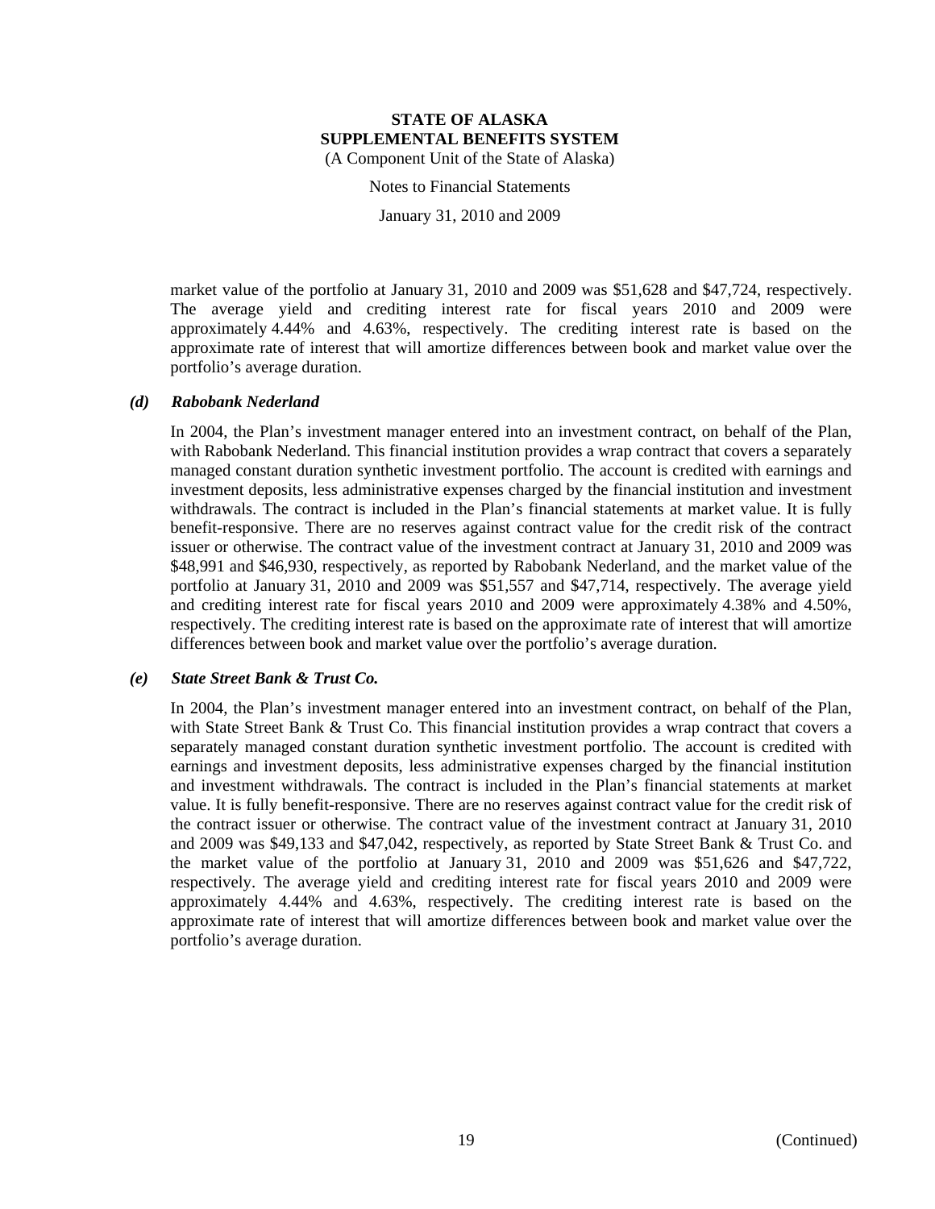market value of the portfolio at January 31, 2010 and 2009 was $51,628 and $47,724, respectively. The average yield and crediting interest rate for fiscal years 2010 and 2009 were approximately 4.44% and 4.63%, respectively. The crediting interest rate is based on the approximate rate of interest that will amortize differences between book and market value over the portfolio's average duration.

### *(d) Rabobank Nederland*

In 2004, the Plan's investment manager entered into an investment contract, on behalf of the Plan, with Rabobank Nederland. This financial institution provides a wrap contract that covers a separately managed constant duration synthetic investment portfolio. The account is credited with earnings and investment deposits, less administrative expenses charged by the financial institution and investment withdrawals. The contract is included in the Plan's financial statements at market value. It is fully benefit-responsive. There are no reserves against contract value for the credit risk of the contract issuer or otherwise. The contract value of the investment contract at January 31, 2010 and 2009 was $48,991 and $46,930, respectively, as reported by Rabobank Nederland, and the market value of the portfolio at January 31, 2010 and 2009 was $51,557 and $47,714, respectively. The average yield and crediting interest rate for fiscal years 2010 and 2009 were approximately 4.38% and 4.50%, respectively. The crediting interest rate is based on the approximate rate of interest that will amortize differences between book and market value over the portfolio's average duration.

### *(e) State Street Bank & Trust Co.*

In 2004, the Plan's investment manager entered into an investment contract, on behalf of the Plan, with State Street Bank & Trust Co. This financial institution provides a wrap contract that covers a separately managed constant duration synthetic investment portfolio. The account is credited with earnings and investment deposits, less administrative expenses charged by the financial institution and investment withdrawals. The contract is included in the Plan's financial statements at market value. It is fully benefit-responsive. There are no reserves against contract value for the credit risk of the contract issuer or otherwise. The contract value of the investment contract at January 31, 2010 and 2009 was $49,133 and $47,042, respectively, as reported by State Street Bank & Trust Co. and the market value of the portfolio at January 31, 2010 and 2009 was $51,626 and $47,722, respectively. The average yield and crediting interest rate for fiscal years 2010 and 2009 were approximately 4.44% and 4.63%, respectively. The crediting interest rate is based on the approximate rate of interest that will amortize differences between book and market value over the portfolio's average duration.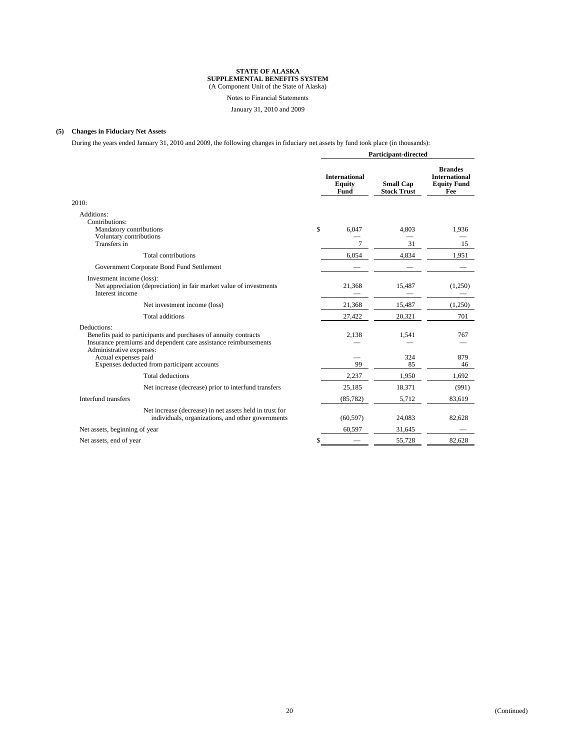**STATE OF ALASKA**
**SUPPLEMENTAL BENEFITS SYSTEM**
(A Component Unit of the State of Alaska)

Notes to Financial Statements

January 31, 2010 and 2009

**(5) Changes in Fiduciary Net Assets**

During the years ended January 31, 2010 and 2009, the following changes in fiduciary net assets by fund took place (in thousands):

| | Participant-directed | | |
|---|---|---|---|
| | **International Equity Fund** | **Small Cap Stock Trust** | **Brandes International Equity Fund Fee** |
| 2010: | | | |
| Additions: | | | |
| Contributions: | | | |
| Mandatory contributions | $ 6,047 | 4,803 | 1,936 |
| Voluntary contributions | — | — | — |
| Transfers in | 7 | 31 | 15 |
| Total contributions | 6,054 | 4,834 | 1,951 |
| Government Corporate Bond Fund Settlement | — | — | — |
| Investment income (loss): | | | |
| Net appreciation (depreciation) in fair market value of investments | 21,368 | 15,487 | (1,250) |
| Interest income | — | — | — |
| Net investment income (loss) | 21,368 | 15,487 | (1,250) |
| Total additions | 27,422 | 20,321 | 701 |
| Deductions: | | | |
| Benefits paid to participants and purchases of annuity contracts | 2,138 | 1,541 | 767 |
| Insurance premiums and dependent care assistance reimbursements | — | — | — |
| Administrative expenses: | | | |
| Actual expenses paid | — | 324 | 879 |
| Expenses deducted from participant accounts | 99 | 85 | 46 |
| Total deductions | 2,237 | 1,950 | 1,692 |
| Net increase (decrease) prior to interfund transfers | 25,185 | 18,371 | (991) |
| Interfund transfers | (85,782) | 5,712 | 83,619 |
| Net increase (decrease) in net assets held in trust for individuals, organizations, and other governments | (60,597) | 24,083 | 82,628 |
| Net assets, beginning of year | 60,597 | 31,645 | — |
| Net assets, end of year | $ — | 55,728 | 82,628 |

(Continued)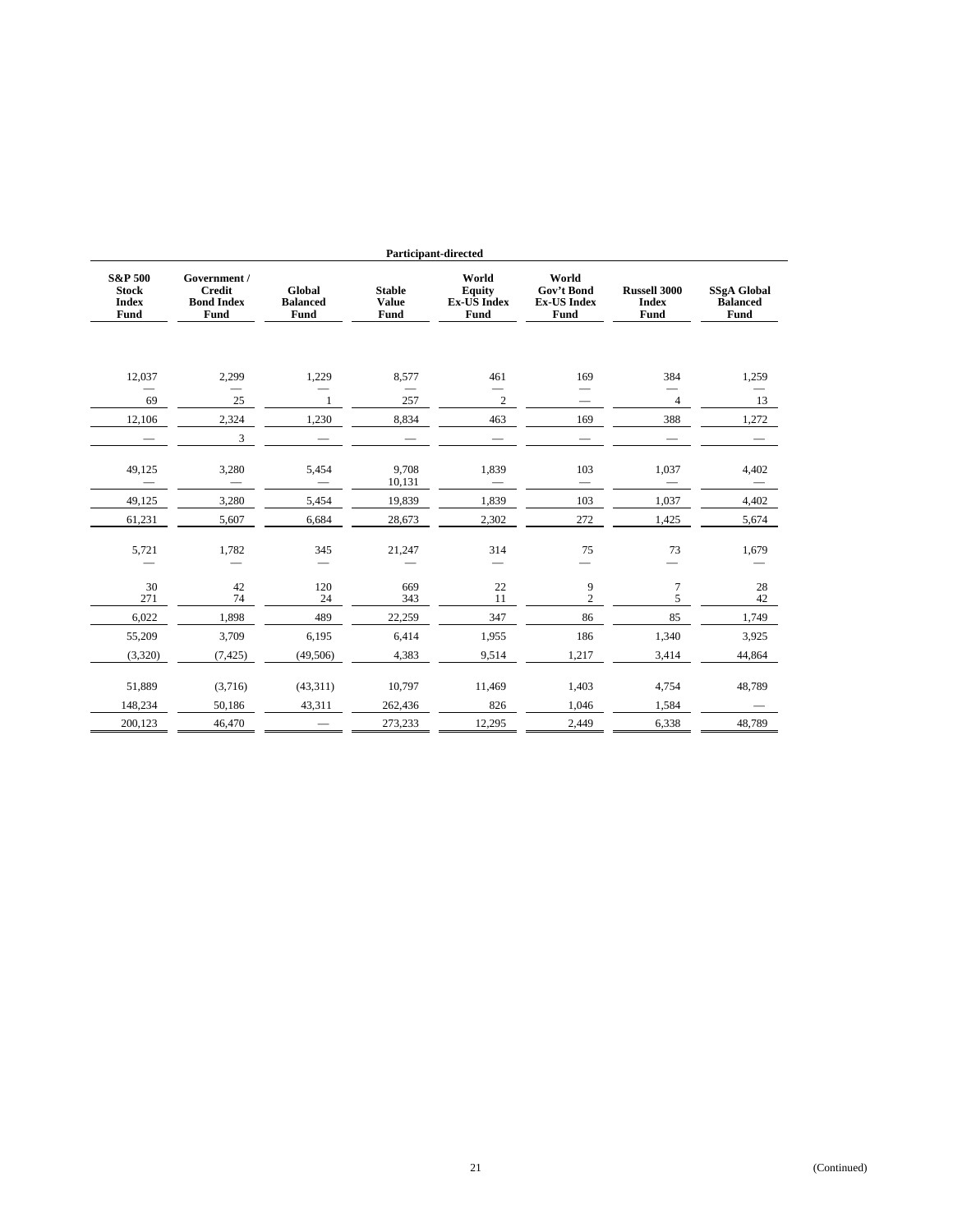| Participant-directed | | | | | | | |
|---|---|---|---|---|---|---|---|
| S&P 500 Stock Index Fund | Government / Credit Bond Index Fund | Global Balanced Fund | Stable Value Fund | World Equity Ex-US Index Fund | World Gov't Bond Ex-US Index Fund | Russell 3000 Index Fund | SSgA Global Balanced Fund |
| 12,037 | 2,299 | 1,229 | 8,577 | 461 | 169 | 384 | 1,259 |
| — | — | — | — | — | — | — | — |
| 69 | 25 | 1 | 257 | 2 | — | 4 | 13 |
| 12,106 | 2,324 | 1,230 | 8,834 | 463 | 169 | 388 | 1,272 |
| — | 3 | — | — | — | — | — | — |
| 49,125 | 3,280 | 5,454 | 9,708 | 1,839 | 103 | 1,037 | 4,402 |
| — | — | — | 10,131 | — | — | — | — |
| 49,125 | 3,280 | 5,454 | 19,839 | 1,839 | 103 | 1,037 | 4,402 |
| 61,231 | 5,607 | 6,684 | 28,673 | 2,302 | 272 | 1,425 | 5,674 |
| 5,721 | 1,782 | 345 | 21,247 | 314 | 75 | 73 | 1,679 |
| — | — | — | — | — | — | — | — |
| 30 | 42 | 120 | 669 | 22 | 9 | 7 | 28 |
| 271 | 74 | 24 | 343 | 11 | 2 | 5 | 42 |
| 6,022 | 1,898 | 489 | 22,259 | 347 | 86 | 85 | 1,749 |
| 55,209 | 3,709 | 6,195 | 6,414 | 1,955 | 186 | 1,340 | 3,925 |
| (3,320) | (7,425) | (49,506) | 4,383 | 9,514 | 1,217 | 3,414 | 44,864 |
| 51,889 | (3,716) | (43,311) | 10,797 | 11,469 | 1,403 | 4,754 | 48,789 |
| 148,234 | 50,186 | 43,311 | 262,436 | 826 | 1,046 | 1,584 | — |
| 200,123 | 46,470 | — | 273,233 | 12,295 | 2,449 | 6,338 | 48,789 |

(Continued)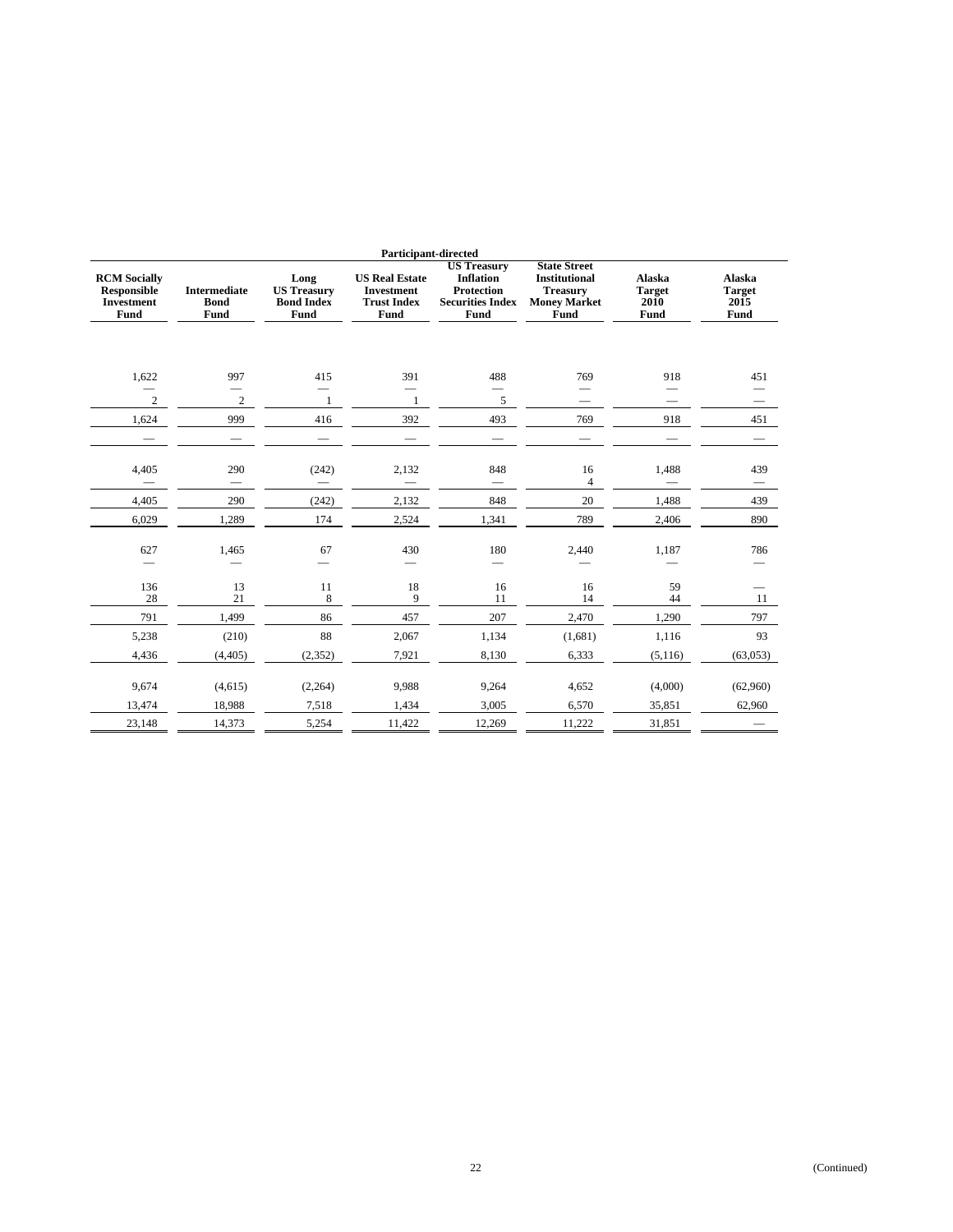| Participant-directed | | | | | | | |
|---|---|---|---|---|---|---|---|
| **RCM Socially Responsible Investment Fund** | **Intermediate Bond Fund** | **Long US Treasury Bond Index Fund** | **US Real Estate Investment Trust Index Fund** | **US Treasury Inflation Protection Securities Index Fund** | **State Street Institutional Treasury Money Market Fund** | **Alaska Target 2010 Fund** | **Alaska Target 2015 Fund** |
| 1,622 | 997 | 415 | 391 | 488 | 769 | 918 | 451 |
| — | — | — | — | — | — | — | — |
| 2 | 2 | 1 | 1 | 5 | — | — | — |
| 1,624 | 999 | 416 | 392 | 493 | 769 | 918 | 451 |
| — | — | — | — | — | — | — | — |
| 4,405 | 290 | (242) | 2,132 | 848 | 16 | 1,488 | 439 |
| — | — | — | — | — | 4 | — | — |
| 4,405 | 290 | (242) | 2,132 | 848 | 20 | 1,488 | 439 |
| 6,029 | 1,289 | 174 | 2,524 | 1,341 | 789 | 2,406 | 890 |
| 627 | 1,465 | 67 | 430 | 180 | 2,440 | 1,187 | 786 |
| — | — | — | — | — | — | — | — |
| 136 | 13 | 11 | 18 | 16 | 16 | 59 | — |
| 28 | 21 | 8 | 9 | 11 | 14 | 44 | 11 |
| 791 | 1,499 | 86 | 457 | 207 | 2,470 | 1,290 | 797 |
| 5,238 | (210) | 88 | 2,067 | 1,134 | (1,681) | 1,116 | 93 |
| 4,436 | (4,405) | (2,352) | 7,921 | 8,130 | 6,333 | (5,116) | (63,053) |
| 9,674 | (4,615) | (2,264) | 9,988 | 9,264 | 4,652 | (4,000) | (62,960) |
| 13,474 | 18,988 | 7,518 | 1,434 | 3,005 | 6,570 | 35,851 | 62,960 |
| 23,148 | 14,373 | 5,254 | 11,422 | 12,269 | 11,222 | 31,851 | — |

(Continued)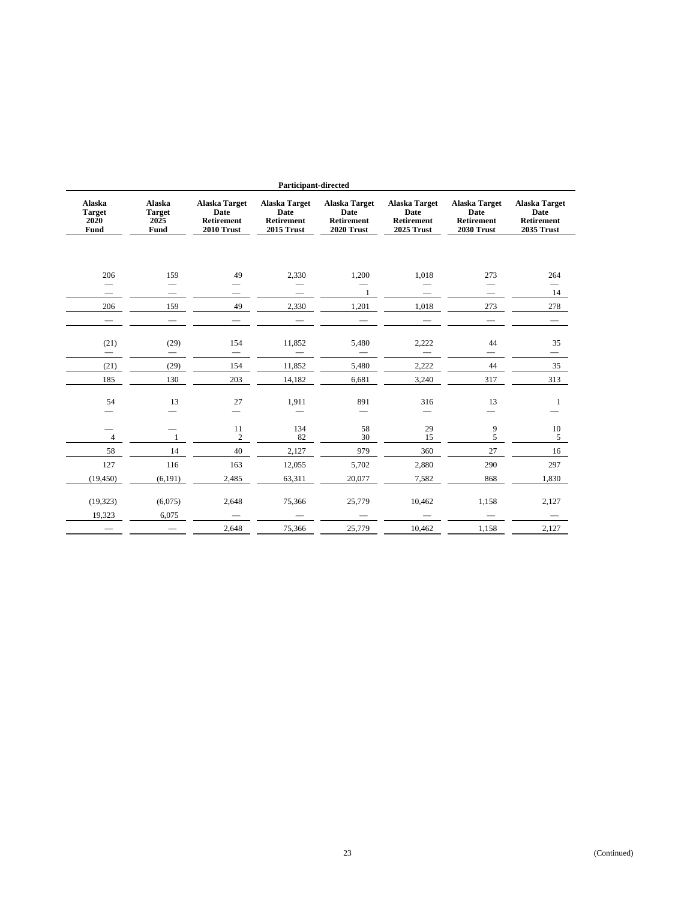| Participant-directed | | | | | | | |
|---|---|---|---|---|---|---|---|
| Alaska Target 2020 Fund | Alaska Target 2025 Fund | Alaska Target Date Retirement 2010 Trust | Alaska Target Date Retirement 2015 Trust | Alaska Target Date Retirement 2020 Trust | Alaska Target Date Retirement 2025 Trust | Alaska Target Date Retirement 2030 Trust | Alaska Target Date Retirement 2035 Trust |
| 206 | 159 | 49 | 2,330 | 1,200 | 1,018 | 273 | 264 |
| — | — | — | — | — | — | — | — |
| — | — | — | — | 1 | — | — | 14 |
| 206 | 159 | 49 | 2,330 | 1,201 | 1,018 | 273 | 278 |
| — | — | — | — | — | — | — | — |
| (21) | (29) | 154 | 11,852 | 5,480 | 2,222 | 44 | 35 |
| — | — | — | — | — | — | — | — |
| (21) | (29) | 154 | 11,852 | 5,480 | 2,222 | 44 | 35 |
| 185 | 130 | 203 | 14,182 | 6,681 | 3,240 | 317 | 313 |
| 54 | 13 | 27 | 1,911 | 891 | 316 | 13 | 1 |
| — | — | — | — | — | — | — | — |
| — | — | 11 | 134 | 58 | 29 | 9 | 10 |
| 4 | 1 | 2 | 82 | 30 | 15 | 5 | 5 |
| 58 | 14 | 40 | 2,127 | 979 | 360 | 27 | 16 |
| 127 | 116 | 163 | 12,055 | 5,702 | 2,880 | 290 | 297 |
| (19,450) | (6,191) | 2,485 | 63,311 | 20,077 | 7,582 | 868 | 1,830 |
| (19,323) | (6,075) | 2,648 | 75,366 | 25,779 | 10,462 | 1,158 | 2,127 |
| 19,323 | 6,075 | — | — | — | — | — | — |
| — | — | 2,648 | 75,366 | 25,779 | 10,462 | 1,158 | 2,127 |

(Continued)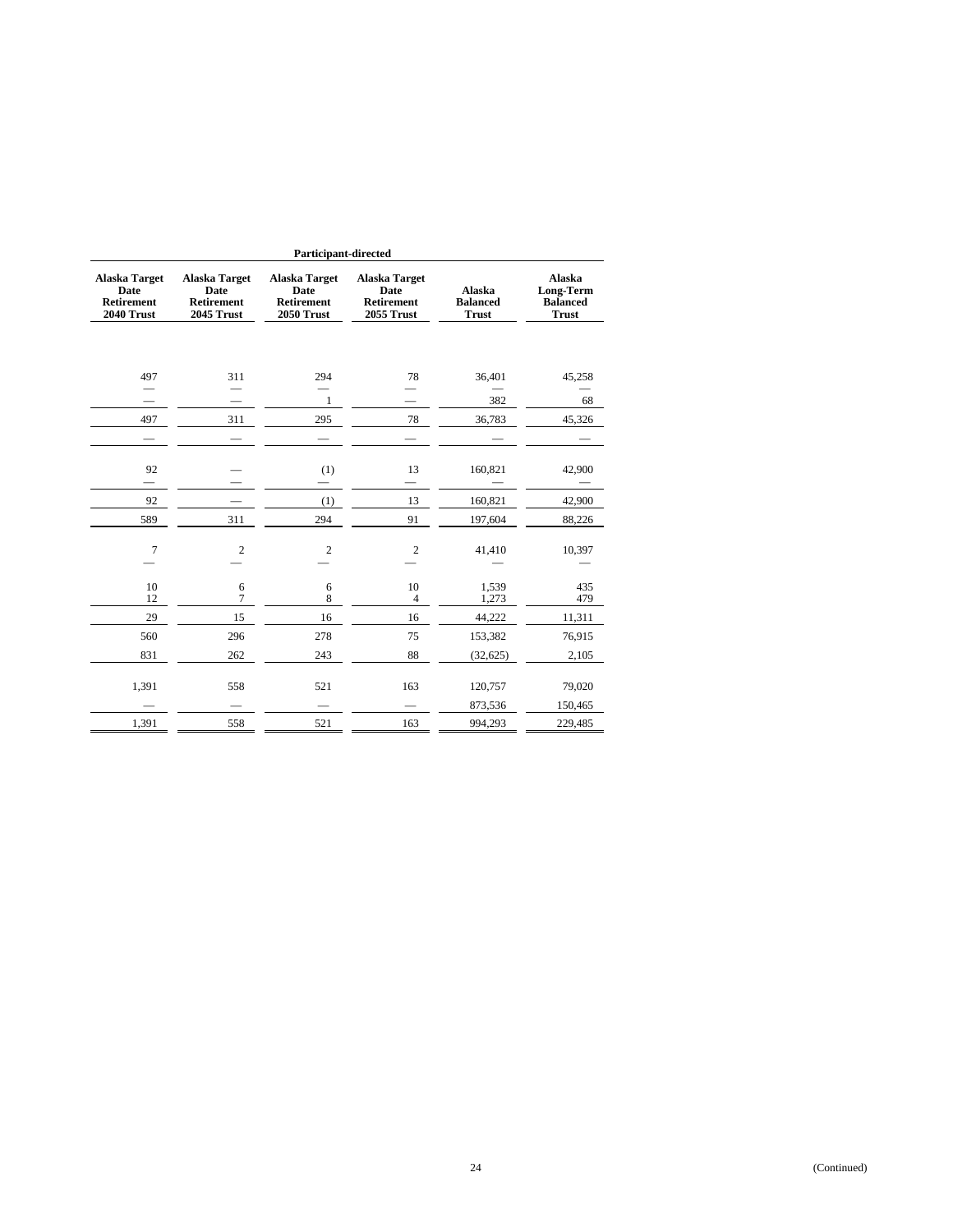| Participant-directed | | | | | |
|---|---|---|---|---|---|
| Alaska Target Date Retirement 2040 Trust | Alaska Target Date Retirement 2045 Trust | Alaska Target Date Retirement 2050 Trust | Alaska Target Date Retirement 2055 Trust | Alaska Balanced Trust | Alaska Long-Term Balanced Trust |
| 497 | 311 | 294 | 78 | 36,401 | 45,258 |
| — | — | — | — | — | — |
| — | — | 1 | — | 382 | 68 |
| 497 | 311 | 295 | 78 | 36,783 | 45,326 |
| — | — | — | — | — | — |
| 92 | — | (1) | 13 | 160,821 | 42,900 |
| — | — | — | — | — | — |
| 92 | — | (1) | 13 | 160,821 | 42,900 |
| 589 | 311 | 294 | 91 | 197,604 | 88,226 |
| 7 | 2 | 2 | 2 | 41,410 | 10,397 |
| — | — | — | — | — | — |
| 10 | 6 | 6 | 10 | 1,539 | 435 |
| 12 | 7 | 8 | 4 | 1,273 | 479 |
| 29 | 15 | 16 | 16 | 44,222 | 11,311 |
| 560 | 296 | 278 | 75 | 153,382 | 76,915 |
| 831 | 262 | 243 | 88 | (32,625) | 2,105 |
| 1,391 | 558 | 521 | 163 | 120,757 | 79,020 |
| — | — | — | — | 873,536 | 150,465 |
| 1,391 | 558 | 521 | 163 | 994,293 | 229,485 |

(Continued)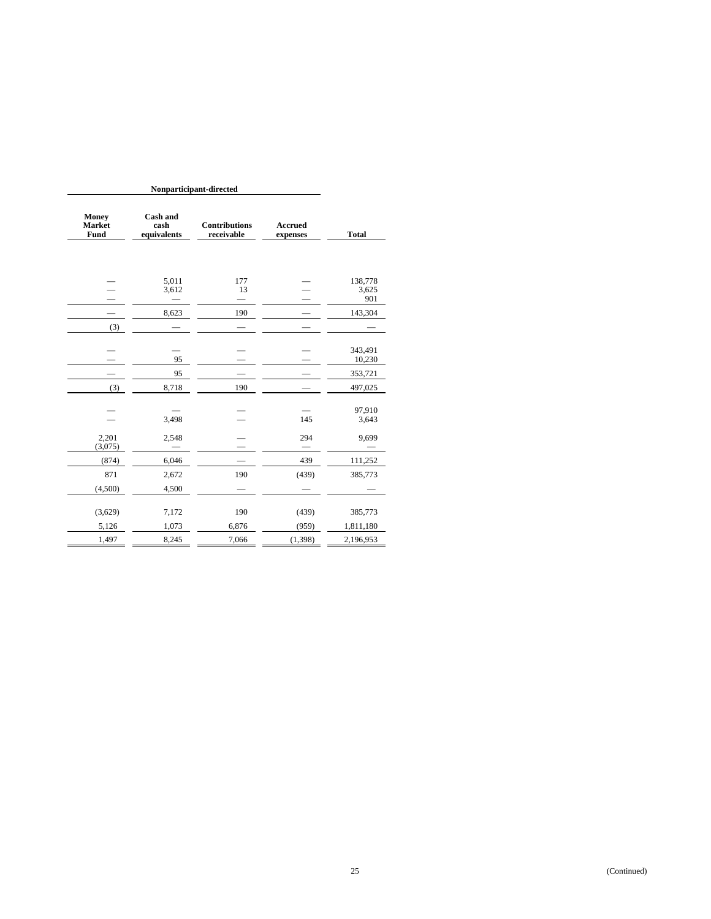| Nonparticipant-directed | | | | |
|---|---|---|---|---|
| Money Market Fund | Cash and cash equivalents | Contributions receivable | Accrued expenses | Total |
| | | | | |
| — | 5,011 | 177 | — | 138,778 |
| — | 3,612 | 13 | — | 3,625 |
| — | — | — | — | 901 |
| — | 8,623 | 190 | — | 143,304 |
| (3) | — | — | — | — |
| | | | | |
| — | — | — | — | 343,491 |
| — | 95 | — | — | 10,230 |
| — | 95 | — | — | 353,721 |
| (3) | 8,718 | 190 | — | 497,025 |
| | | | | |
| — | — | — | — | 97,910 |
| — | 3,498 | — | 145 | 3,643 |
| | | | | |
| 2,201 | 2,548 | — | 294 | 9,699 |
| (3,075) | — | — | — | — |
| (874) | 6,046 | — | 439 | 111,252 |
| 871 | 2,672 | 190 | (439) | 385,773 |
| (4,500) | 4,500 | — | — | — |
| | | | | |
| (3,629) | 7,172 | 190 | (439) | 385,773 |
| 5,126 | 1,073 | 6,876 | (959) | 1,811,180 |
| 1,497 | 8,245 | 7,066 | (1,398) | 2,196,953 |

(Continued)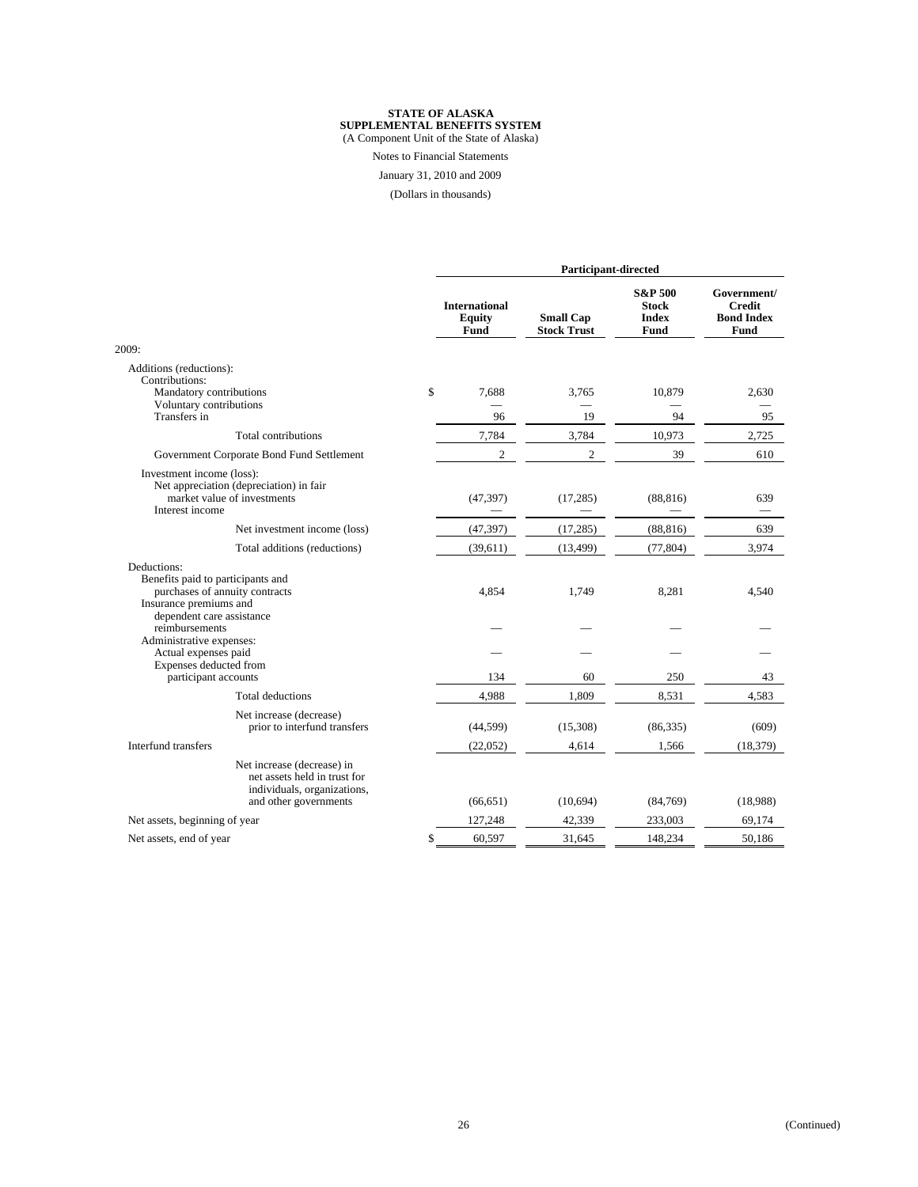**STATE OF ALASKA**
**SUPPLEMENTAL BENEFITS SYSTEM**
(A Component Unit of the State of Alaska)

Notes to Financial Statements

January 31, 2010 and 2009

(Dollars in thousands)

| | Participant-directed | | | |
|---|---|---|---|---|
| | **International Equity Fund** | **Small Cap Stock Trust** | **S&P 500 Stock Index Fund** | **Government/ Credit Bond Index Fund** |
| 2009: | | | | |
| Additions (reductions): | | | | |
| Contributions: | | | | |
| Mandatory contributions | $ 7,688 | 3,765 | 10,879 | 2,630 |
| Voluntary contributions | — | — | — | — |
| Transfers in | 96 | 19 | 94 | 95 |
| Total contributions | 7,784 | 3,784 | 10,973 | 2,725 |
| Government Corporate Bond Fund Settlement | 2 | 2 | 39 | 610 |
| Investment income (loss): | | | | |
| Net appreciation (depreciation) in fair market value of investments | (47,397) | (17,285) | (88,816) | 639 |
| Interest income | — | — | — | — |
| Net investment income (loss) | (47,397) | (17,285) | (88,816) | 639 |
| Total additions (reductions) | (39,611) | (13,499) | (77,804) | 3,974 |
| Deductions: | | | | |
| Benefits paid to participants and purchases of annuity contracts | 4,854 | 1,749 | 8,281 | 4,540 |
| Insurance premiums and dependent care assistance reimbursements | — | — | — | — |
| Administrative expenses: | | | | |
| Actual expenses paid | — | — | — | — |
| Expenses deducted from participant accounts | 134 | 60 | 250 | 43 |
| Total deductions | 4,988 | 1,809 | 8,531 | 4,583 |
| Net increase (decrease) prior to interfund transfers | (44,599) | (15,308) | (86,335) | (609) |
| Interfund transfers | (22,052) | 4,614 | 1,566 | (18,379) |
| Net increase (decrease) in net assets held in trust for individuals, organizations, and other governments | (66,651) | (10,694) | (84,769) | (18,988) |
| Net assets, beginning of year | 127,248 | 42,339 | 233,003 | 69,174 |
| Net assets, end of year | $ 60,597 | 31,645 | 148,234 | 50,186 |

(Continued)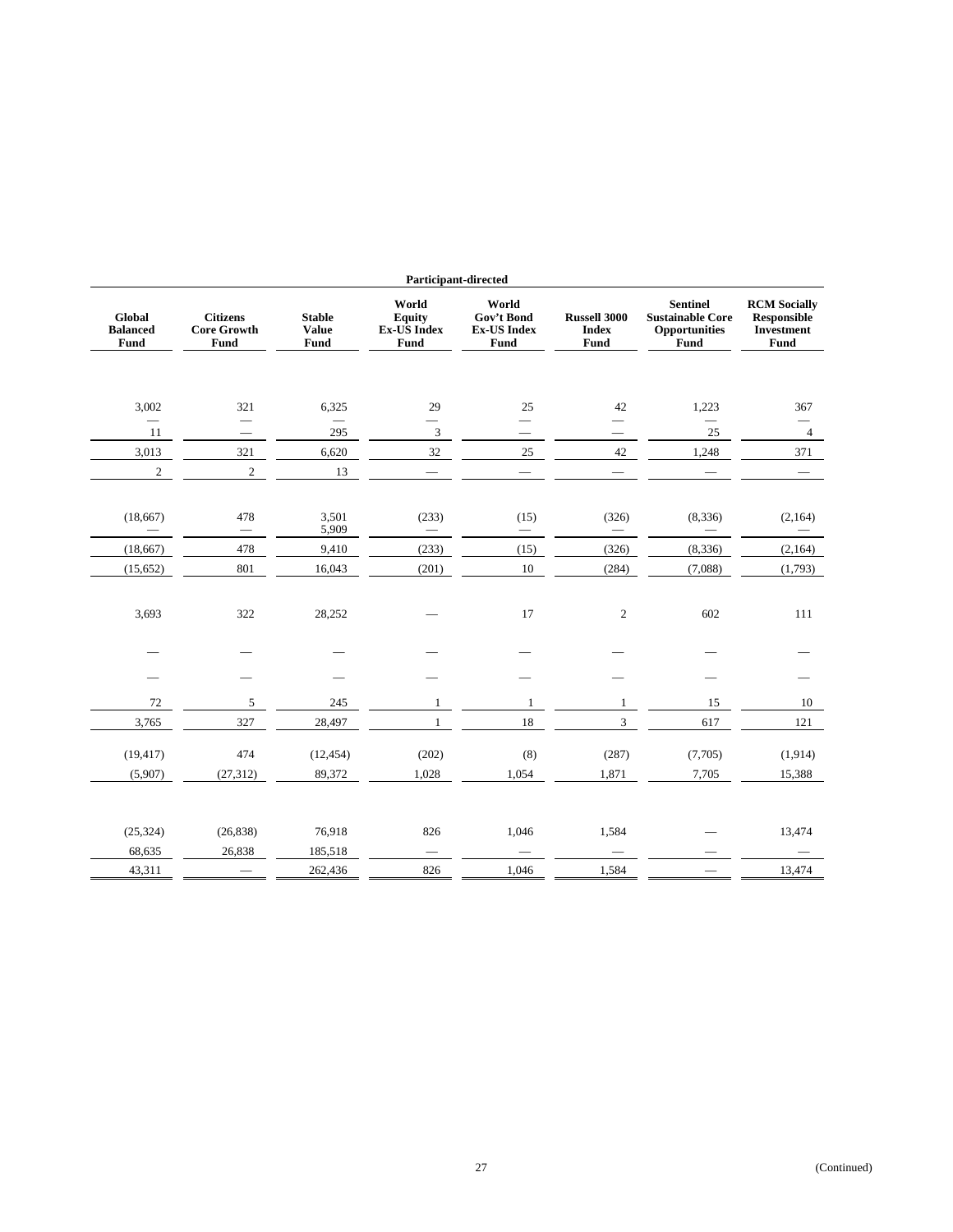| Participant-directed | | | | | | | |
|---|---|---|---|---|---|---|---|
| Global Balanced Fund | Citizens Core Growth Fund | Stable Value Fund | World Equity Ex-US Index Fund | World Gov't Bond Ex-US Index Fund | Russell 3000 Index Fund | Sentinel Sustainable Core Opportunities Fund | RCM Socially Responsible Investment Fund |
| | | | | | | | |
| 3,002 | 321 | 6,325 | 29 | 25 | 42 | 1,223 | 367 |
| — | — | — | — | — | — | — | — |
| 11 | — | 295 | 3 | — | — | 25 | 4 |
| 3,013 | 321 | 6,620 | 32 | 25 | 42 | 1,248 | 371 |
| 2 | 2 | 13 | — | — | — | — | — |
| | | | | | | | |
| (18,667) | 478 | 3,501 | (233) | (15) | (326) | (8,336) | (2,164) |
| — | — | 5,909 | — | — | — | — | — |
| (18,667) | 478 | 9,410 | (233) | (15) | (326) | (8,336) | (2,164) |
| (15,652) | 801 | 16,043 | (201) | 10 | (284) | (7,088) | (1,793) |
| | | | | | | | |
| 3,693 | 322 | 28,252 | — | 17 | 2 | 602 | 111 |
| — | — | — | — | — | — | — | — |
| — | — | — | — | — | — | — | — |
| 72 | 5 | 245 | 1 | 1 | 1 | 15 | 10 |
| 3,765 | 327 | 28,497 | 1 | 18 | 3 | 617 | 121 |
| (19,417) | 474 | (12,454) | (202) | (8) | (287) | (7,705) | (1,914) |
| (5,907) | (27,312) | 89,372 | 1,028 | 1,054 | 1,871 | 7,705 | 15,388 |
| | | | | | | | |
| (25,324) | (26,838) | 76,918 | 826 | 1,046 | 1,584 | — | 13,474 |
| 68,635 | 26,838 | 185,518 | — | — | — | — | — |
| 43,311 | — | 262,436 | 826 | 1,046 | 1,584 | — | 13,474 |

(Continued)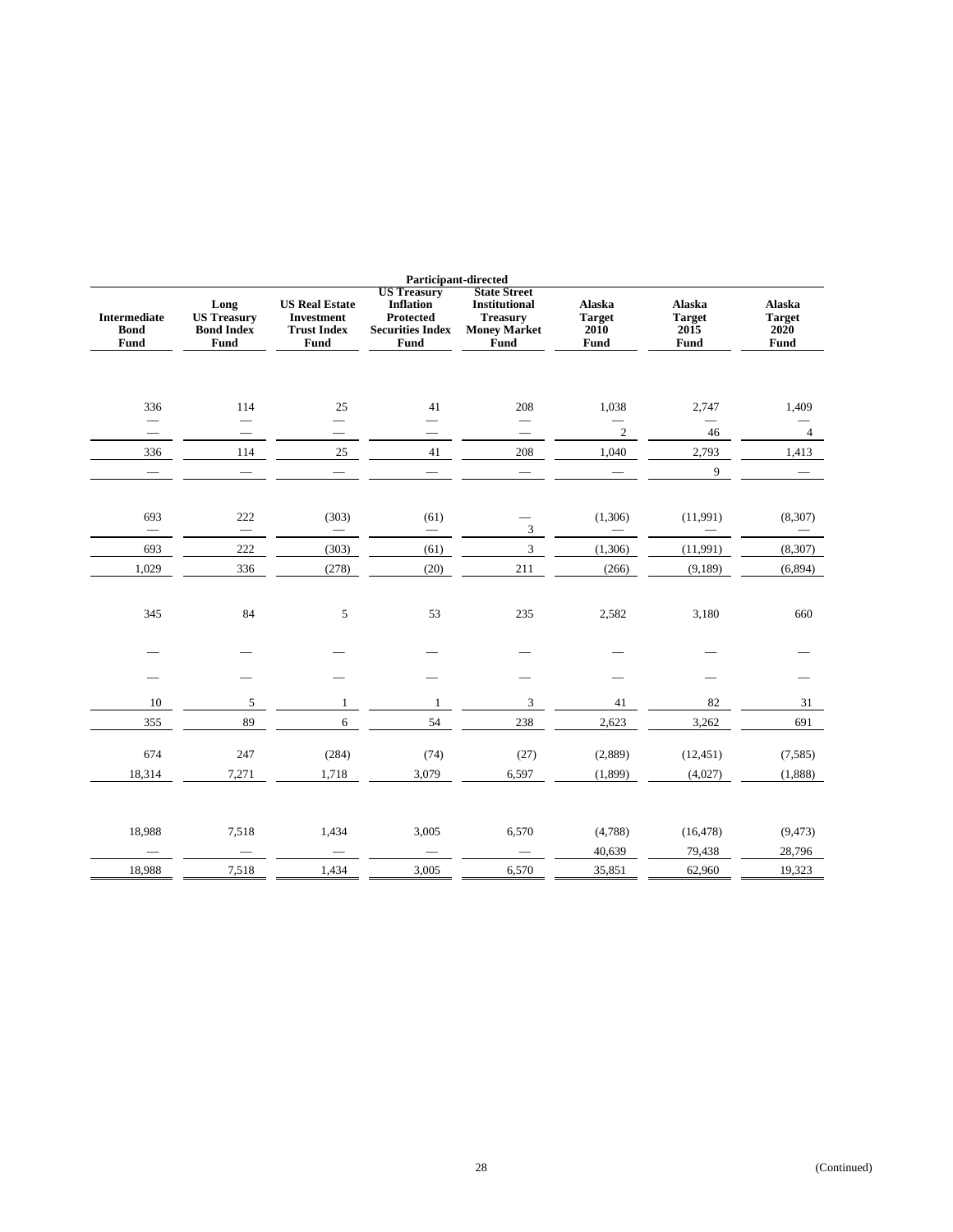| Participant-directed | | | | | | | |
|---|---|---|---|---|---|---|---|
| Intermediate Bond Fund | Long US Treasury Bond Index Fund | US Real Estate Investment Trust Index Fund | US Treasury Inflation Protected Securities Index Fund | State Street Institutional Treasury Money Market Fund | Alaska Target 2010 Fund | Alaska Target 2015 Fund | Alaska Target 2020 Fund |
| 336 | 114 | 25 | 41 | 208 | 1,038 | 2,747 | 1,409 |
| — | — | — | — | — | — | — | — |
| — | — | — | — | — | 2 | 46 | 4 |
| 336 | 114 | 25 | 41 | 208 | 1,040 | 2,793 | 1,413 |
| — | — | — | — | — | — | 9 | — |
| 693 | 222 | (303) | (61) | — | (1,306) | (11,991) | (8,307) |
| — | — | — | — | 3 | — | — | — |
| 693 | 222 | (303) | (61) | 3 | (1,306) | (11,991) | (8,307) |
| 1,029 | 336 | (278) | (20) | 211 | (266) | (9,189) | (6,894) |
| 345 | 84 | 5 | 53 | 235 | 2,582 | 3,180 | 660 |
| — | — | — | — | — | — | — | — |
| — | — | — | — | — | — | — | — |
| 10 | 5 | 1 | 1 | 3 | 41 | 82 | 31 |
| 355 | 89 | 6 | 54 | 238 | 2,623 | 3,262 | 691 |
| 674 | 247 | (284) | (74) | (27) | (2,889) | (12,451) | (7,585) |
| 18,314 | 7,271 | 1,718 | 3,079 | 6,597 | (1,899) | (4,027) | (1,888) |
| 18,988 | 7,518 | 1,434 | 3,005 | 6,570 | (4,788) | (16,478) | (9,473) |
| — | — | — | — | — | 40,639 | 79,438 | 28,796 |
| 18,988 | 7,518 | 1,434 | 3,005 | 6,570 | 35,851 | 62,960 | 19,323 |

(Continued)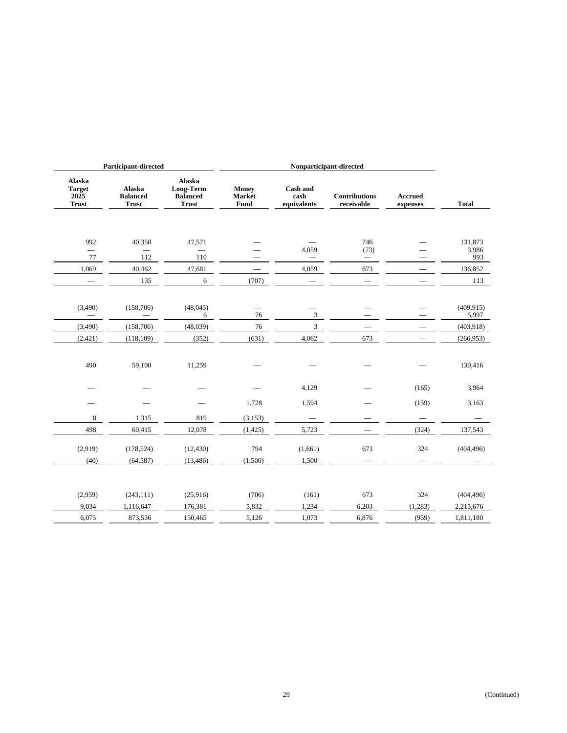| Participant-directed | | | Nonparticipant-directed | | | | |
|---|---|---|---|---|---|---|---|
| Alaska Target 2025 Trust | Alaska Balanced Trust | Alaska Long-Term Balanced Trust | Money Market Fund | Cash and cash equivalents | Contributions receivable | Accrued expenses | Total |
| | | | | | | | |
| 992 | 40,350 | 47,571 | — | — | 746 | — | 131,873 |
| — | — | — | — | 4,059 | (73) | — | 3,986 |
| 77 | 112 | 110 | — | — | — | — | 993 |
| 1,069 | 40,462 | 47,681 | — | 4,059 | 673 | — | 136,852 |
| — | 135 | 6 | (707) | — | — | — | 113 |
| | | | | | | | |
| (3,490) | (158,706) | (48,045) | — | — | — | — | (409,915) |
| — | — | 6 | 76 | 3 | — | — | 5,997 |
| (3,490) | (158,706) | (48,039) | 76 | 3 | — | — | (403,918) |
| (2,421) | (118,109) | (352) | (631) | 4,062 | 673 | — | (266,953) |
| | | | | | | | |
| 490 | 59,100 | 11,259 | — | — | — | — | 130,416 |
| — | — | — | — | 4,129 | — | (165) | 3,964 |
| — | — | — | 1,728 | 1,594 | — | (159) | 3,163 |
| 8 | 1,315 | 819 | (3,153) | — | — | — | — |
| 498 | 60,415 | 12,078 | (1,425) | 5,723 | — | (324) | 137,543 |
| (2,919) | (178,524) | (12,430) | 794 | (1,661) | 673 | 324 | (404,496) |
| (40) | (64,587) | (13,486) | (1,500) | 1,500 | — | — | — |
| | | | | | | | |
| (2,959) | (243,111) | (25,916) | (706) | (161) | 673 | 324 | (404,496) |
| 9,034 | 1,116,647 | 176,381 | 5,832 | 1,234 | 6,203 | (1,283) | 2,215,676 |
| 6,075 | 873,536 | 150,465 | 5,126 | 1,073 | 6,876 | (959) | 1,811,180 |

(Continued)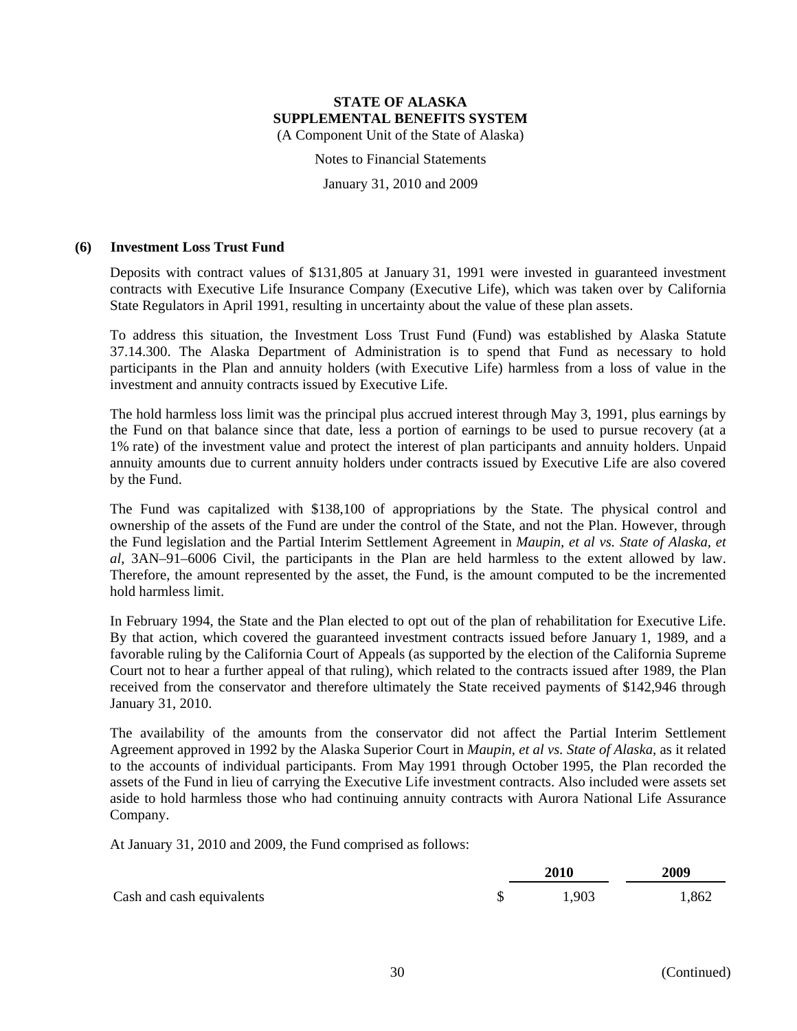### (6) Investment Loss Trust Fund

Deposits with contract values of $131,805 at January 31, 1991 were invested in guaranteed investment contracts with Executive Life Insurance Company (Executive Life), which was taken over by California State Regulators in April 1991, resulting in uncertainty about the value of these plan assets.

To address this situation, the Investment Loss Trust Fund (Fund) was established by Alaska Statute 37.14.300. The Alaska Department of Administration is to spend that Fund as necessary to hold participants in the Plan and annuity holders (with Executive Life) harmless from a loss of value in the investment and annuity contracts issued by Executive Life.

The hold harmless loss limit was the principal plus accrued interest through May 3, 1991, plus earnings by the Fund on that balance since that date, less a portion of earnings to be used to pursue recovery (at a 1% rate) of the investment value and protect the interest of plan participants and annuity holders. Unpaid annuity amounts due to current annuity holders under contracts issued by Executive Life are also covered by the Fund.

The Fund was capitalized with $138,100 of appropriations by the State. The physical control and ownership of the assets of the Fund are under the control of the State, and not the Plan. However, through the Fund legislation and the Partial Interim Settlement Agreement in *Maupin, et al vs. State of Alaska, et al*, 3AN–91–6006 Civil, the participants in the Plan are held harmless to the extent allowed by law. Therefore, the amount represented by the asset, the Fund, is the amount computed to be the incremented hold harmless limit.

In February 1994, the State and the Plan elected to opt out of the plan of rehabilitation for Executive Life. By that action, which covered the guaranteed investment contracts issued before January 1, 1989, and a favorable ruling by the California Court of Appeals (as supported by the election of the California Supreme Court not to hear a further appeal of that ruling), which related to the contracts issued after 1989, the Plan received from the conservator and therefore ultimately the State received payments of $142,946 through January 31, 2010.

The availability of the amounts from the conservator did not affect the Partial Interim Settlement Agreement approved in 1992 by the Alaska Superior Court in *Maupin, et al vs. State of Alaska*, as it related to the accounts of individual participants. From May 1991 through October 1995, the Plan recorded the assets of the Fund in lieu of carrying the Executive Life investment contracts. Also included were assets set aside to hold harmless those who had continuing annuity contracts with Aurora National Life Assurance Company.

At January 31, 2010 and 2009, the Fund comprised as follows:

| | 2010 | 2009 |
|---|---|---|
| Cash and cash equivalents | $ 1,903 | 1,862 |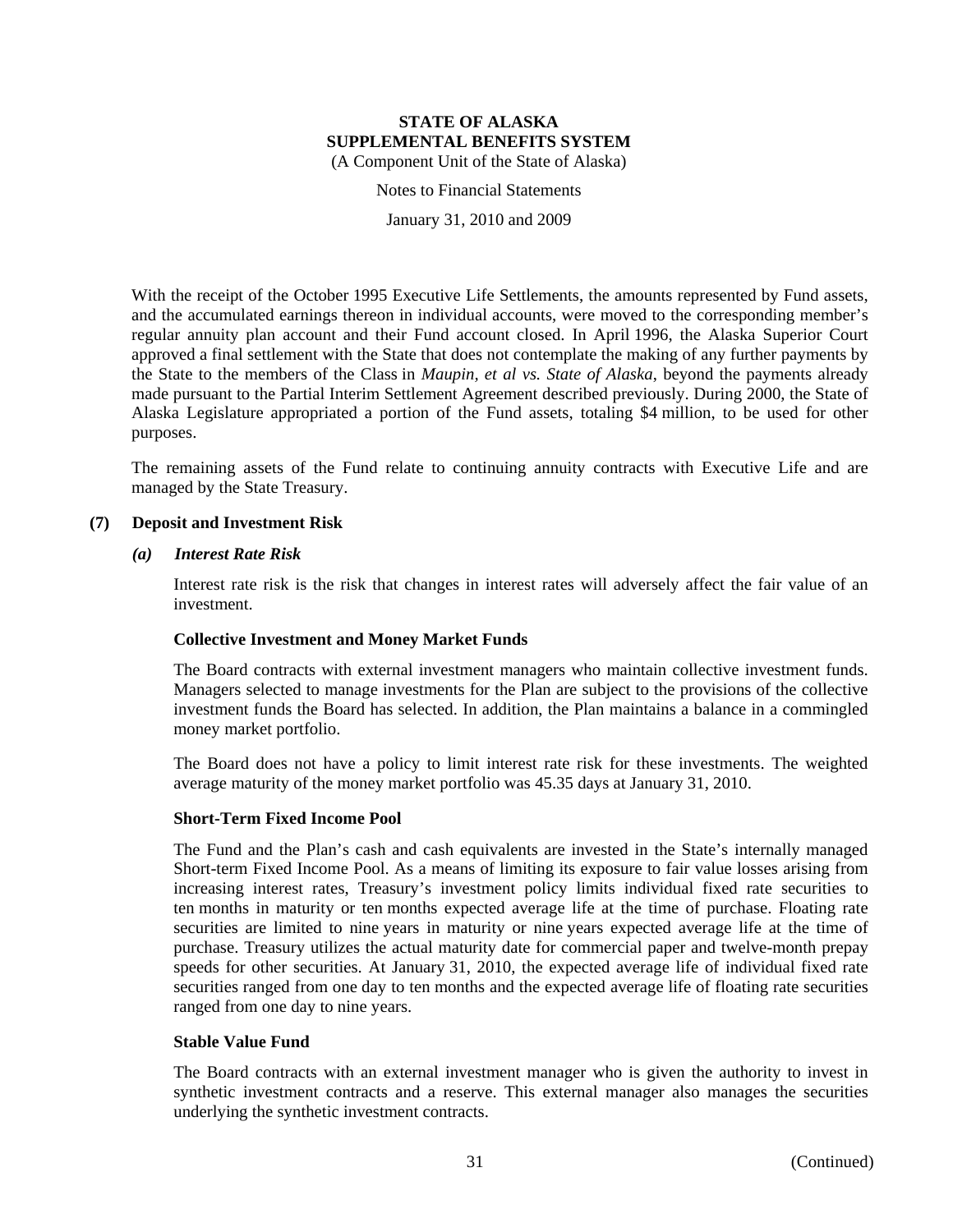With the receipt of the October 1995 Executive Life Settlements, the amounts represented by Fund assets, and the accumulated earnings thereon in individual accounts, were moved to the corresponding member's regular annuity plan account and their Fund account closed. In April 1996, the Alaska Superior Court approved a final settlement with the State that does not contemplate the making of any further payments by the State to the members of the Class in *Maupin, et al vs. State of Alaska*, beyond the payments already made pursuant to the Partial Interim Settlement Agreement described previously. During 2000, the State of Alaska Legislature appropriated a portion of the Fund assets, totaling $4 million, to be used for other purposes.

The remaining assets of the Fund relate to continuing annuity contracts with Executive Life and are managed by the State Treasury.

## (7) Deposit and Investment Risk

### *(a) Interest Rate Risk*

Interest rate risk is the risk that changes in interest rates will adversely affect the fair value of an investment.

#### Collective Investment and Money Market Funds

The Board contracts with external investment managers who maintain collective investment funds. Managers selected to manage investments for the Plan are subject to the provisions of the collective investment funds the Board has selected. In addition, the Plan maintains a balance in a commingled money market portfolio.

The Board does not have a policy to limit interest rate risk for these investments. The weighted average maturity of the money market portfolio was 45.35 days at January 31, 2010.

#### Short-Term Fixed Income Pool

The Fund and the Plan's cash and cash equivalents are invested in the State's internally managed Short-term Fixed Income Pool. As a means of limiting its exposure to fair value losses arising from increasing interest rates, Treasury's investment policy limits individual fixed rate securities to ten months in maturity or ten months expected average life at the time of purchase. Floating rate securities are limited to nine years in maturity or nine years expected average life at the time of purchase. Treasury utilizes the actual maturity date for commercial paper and twelve-month prepay speeds for other securities. At January 31, 2010, the expected average life of individual fixed rate securities ranged from one day to ten months and the expected average life of floating rate securities ranged from one day to nine years.

#### Stable Value Fund

The Board contracts with an external investment manager who is given the authority to invest in synthetic investment contracts and a reserve. This external manager also manages the securities underlying the synthetic investment contracts.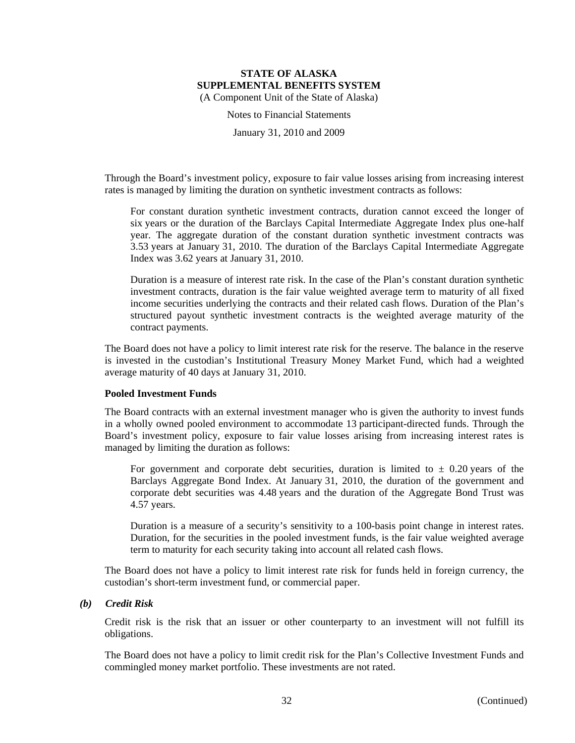Through the Board's investment policy, exposure to fair value losses arising from increasing interest rates is managed by limiting the duration on synthetic investment contracts as follows:

For constant duration synthetic investment contracts, duration cannot exceed the longer of six years or the duration of the Barclays Capital Intermediate Aggregate Index plus one-half year. The aggregate duration of the constant duration synthetic investment contracts was 3.53 years at January 31, 2010. The duration of the Barclays Capital Intermediate Aggregate Index was 3.62 years at January 31, 2010.

Duration is a measure of interest rate risk. In the case of the Plan's constant duration synthetic investment contracts, duration is the fair value weighted average term to maturity of all fixed income securities underlying the contracts and their related cash flows. Duration of the Plan's structured payout synthetic investment contracts is the weighted average maturity of the contract payments.

The Board does not have a policy to limit interest rate risk for the reserve. The balance in the reserve is invested in the custodian's Institutional Treasury Money Market Fund, which had a weighted average maturity of 40 days at January 31, 2010.

**Pooled Investment Funds**

The Board contracts with an external investment manager who is given the authority to invest funds in a wholly owned pooled environment to accommodate 13 participant-directed funds. Through the Board's investment policy, exposure to fair value losses arising from increasing interest rates is managed by limiting the duration as follows:

For government and corporate debt securities, duration is limited to ± 0.20 years of the Barclays Aggregate Bond Index. At January 31, 2010, the duration of the government and corporate debt securities was 4.48 years and the duration of the Aggregate Bond Trust was 4.57 years.

Duration is a measure of a security's sensitivity to a 100-basis point change in interest rates. Duration, for the securities in the pooled investment funds, is the fair value weighted average term to maturity for each security taking into account all related cash flows.

The Board does not have a policy to limit interest rate risk for funds held in foreign currency, the custodian's short-term investment fund, or commercial paper.

***(b) Credit Risk***

Credit risk is the risk that an issuer or other counterparty to an investment will not fulfill its obligations.

The Board does not have a policy to limit credit risk for the Plan's Collective Investment Funds and commingled money market portfolio. These investments are not rated.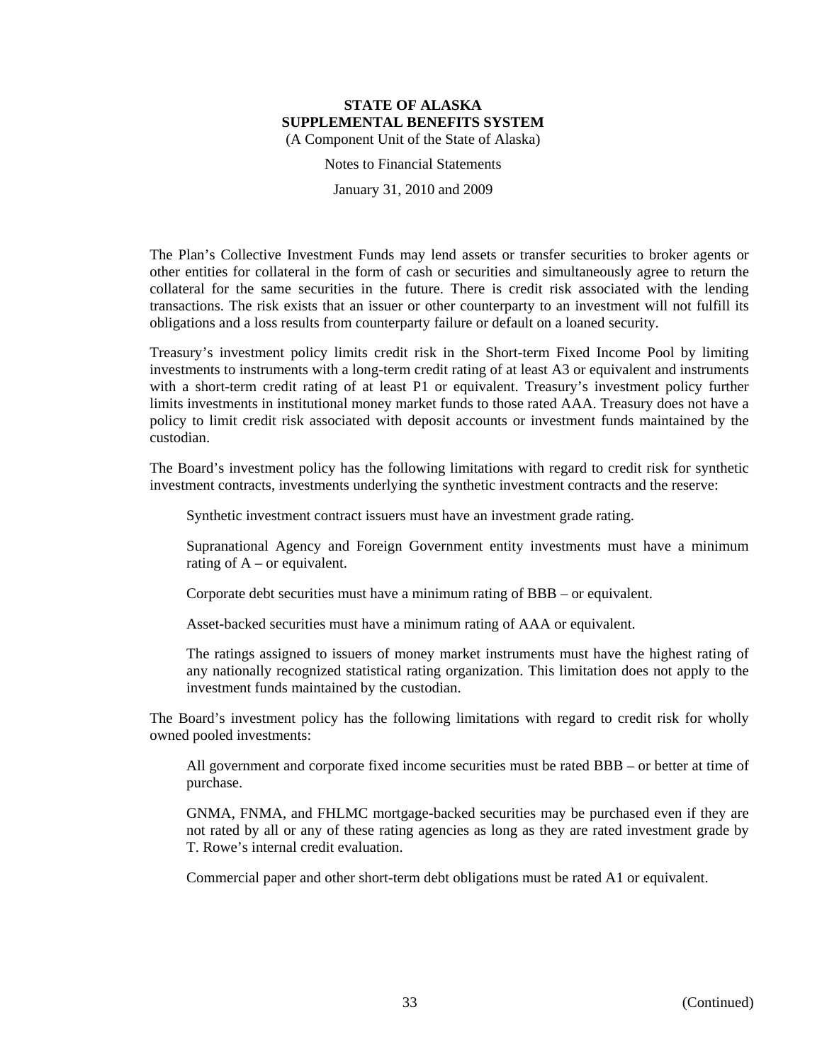The Plan's Collective Investment Funds may lend assets or transfer securities to broker agents or other entities for collateral in the form of cash or securities and simultaneously agree to return the collateral for the same securities in the future. There is credit risk associated with the lending transactions. The risk exists that an issuer or other counterparty to an investment will not fulfill its obligations and a loss results from counterparty failure or default on a loaned security.

Treasury's investment policy limits credit risk in the Short-term Fixed Income Pool by limiting investments to instruments with a long-term credit rating of at least A3 or equivalent and instruments with a short-term credit rating of at least P1 or equivalent. Treasury's investment policy further limits investments in institutional money market funds to those rated AAA. Treasury does not have a policy to limit credit risk associated with deposit accounts or investment funds maintained by the custodian.

The Board's investment policy has the following limitations with regard to credit risk for synthetic investment contracts, investments underlying the synthetic investment contracts and the reserve:

> Synthetic investment contract issuers must have an investment grade rating.
>
> Supranational Agency and Foreign Government entity investments must have a minimum rating of A – or equivalent.
>
> Corporate debt securities must have a minimum rating of BBB – or equivalent.
>
> Asset-backed securities must have a minimum rating of AAA or equivalent.
>
> The ratings assigned to issuers of money market instruments must have the highest rating of any nationally recognized statistical rating organization. This limitation does not apply to the investment funds maintained by the custodian.

The Board's investment policy has the following limitations with regard to credit risk for wholly owned pooled investments:

> All government and corporate fixed income securities must be rated BBB – or better at time of purchase.
>
> GNMA, FNMA, and FHLMC mortgage-backed securities may be purchased even if they are not rated by all or any of these rating agencies as long as they are rated investment grade by T. Rowe's internal credit evaluation.
>
> Commercial paper and other short-term debt obligations must be rated A1 or equivalent.

(Continued)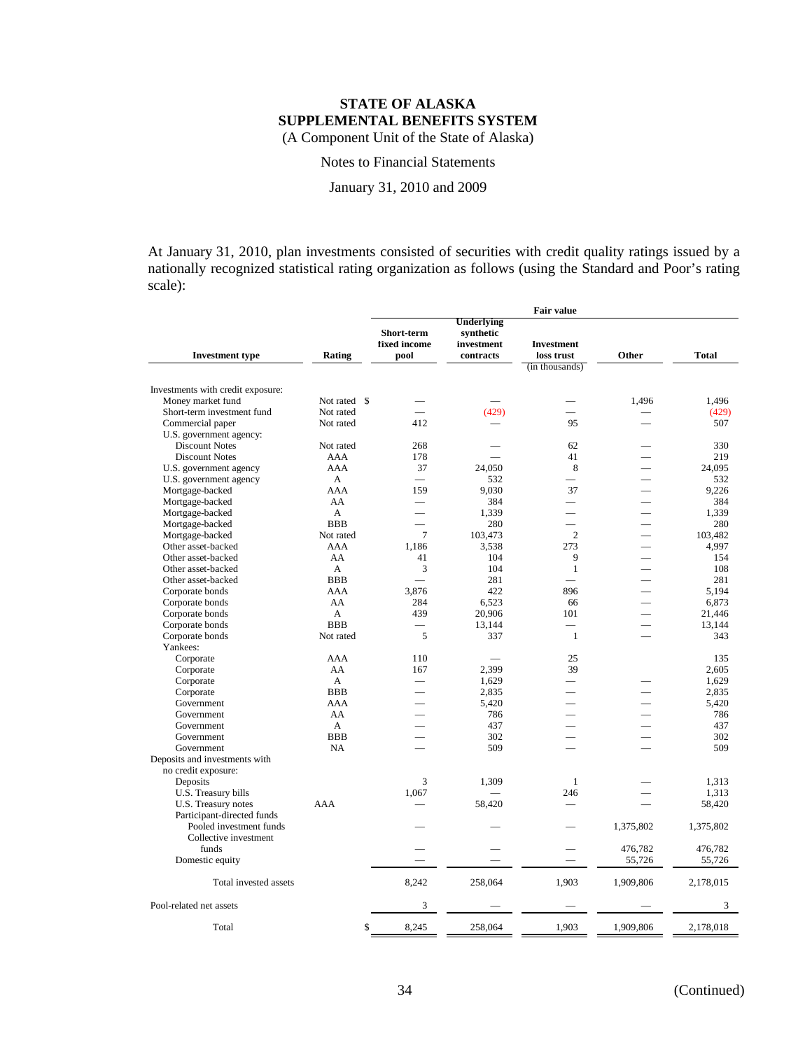# STATE OF ALASKA
# SUPPLEMENTAL BENEFITS SYSTEM
(A Component Unit of the State of Alaska)

Notes to Financial Statements

January 31, 2010 and 2009

At January 31, 2010, plan investments consisted of securities with credit quality ratings issued by a nationally recognized statistical rating organization as follows (using the Standard and Poor's rating scale):

| Investment type | Rating | Fair value | | | | |
|---|---|---|---|---|---|---|
| | | Short-term fixed income pool | Underlying synthetic investment contracts | Investment loss trust (in thousands) | Other | Total |
| Investments with credit exposure: | | | | | | |
| Money market fund | Not rated | $ — | — | — | 1,496 | 1,496 |
| Short-term investment fund | Not rated | — | (429) | — | — | (429) |
| Commercial paper | Not rated | 412 | — | 95 | — | 507 |
| U.S. government agency: | | | | | | |
| Discount Notes | Not rated | 268 | — | 62 | — | 330 |
| Discount Notes | AAA | 178 | — | 41 | — | 219 |
| U.S. government agency | AAA | 37 | 24,050 | 8 | — | 24,095 |
| U.S. government agency | A | — | 532 | — | — | 532 |
| Mortgage-backed | AAA | 159 | 9,030 | 37 | — | 9,226 |
| Mortgage-backed | AA | — | 384 | — | — | 384 |
| Mortgage-backed | A | — | 1,339 | — | — | 1,339 |
| Mortgage-backed | BBB | — | 280 | — | — | 280 |
| Mortgage-backed | Not rated | 7 | 103,473 | 2 | — | 103,482 |
| Other asset-backed | AAA | 1,186 | 3,538 | 273 | — | 4,997 |
| Other asset-backed | AA | 41 | 104 | 9 | — | 154 |
| Other asset-backed | A | 3 | 104 | 1 | — | 108 |
| Other asset-backed | BBB | — | 281 | — | — | 281 |
| Corporate bonds | AAA | 3,876 | 422 | 896 | — | 5,194 |
| Corporate bonds | AA | 284 | 6,523 | 66 | — | 6,873 |
| Corporate bonds | A | 439 | 20,906 | 101 | — | 21,446 |
| Corporate bonds | BBB | — | 13,144 | — | — | 13,144 |
| Corporate bonds | Not rated | 5 | 337 | 1 | — | 343 |
| Yankees: | | | | | | |
| Corporate | AAA | 110 | — | 25 | | 135 |
| Corporate | AA | 167 | 2,399 | 39 | | 2,605 |
| Corporate | A | — | 1,629 | — | — | 1,629 |
| Corporate | BBB | — | 2,835 | — | — | 2,835 |
| Government | AAA | — | 5,420 | — | — | 5,420 |
| Government | AA | — | 786 | — | — | 786 |
| Government | A | — | 437 | — | — | 437 |
| Government | BBB | — | 302 | — | — | 302 |
| Government | NA | — | 509 | — | — | 509 |
| Deposits and investments with no credit exposure: | | | | | | |
| Deposits | | 3 | 1,309 | 1 | — | 1,313 |
| U.S. Treasury bills | | 1,067 | — | 246 | — | 1,313 |
| U.S. Treasury notes | AAA | — | 58,420 | — | — | 58,420 |
| Participant-directed funds | | | | | | |
| Pooled investment funds | | — | — | — | 1,375,802 | 1,375,802 |
| Collective investment funds | | — | — | — | 476,782 | 476,782 |
| Domestic equity | | — | — | — | 55,726 | 55,726 |
| Total invested assets | | 8,242 | 258,064 | 1,903 | 1,909,806 | 2,178,015 |
| Pool-related net assets | | 3 | — | — | — | 3 |
| Total | | $ 8,245 | 258,064 | 1,903 | 1,909,806 | 2,178,018 |

(Continued)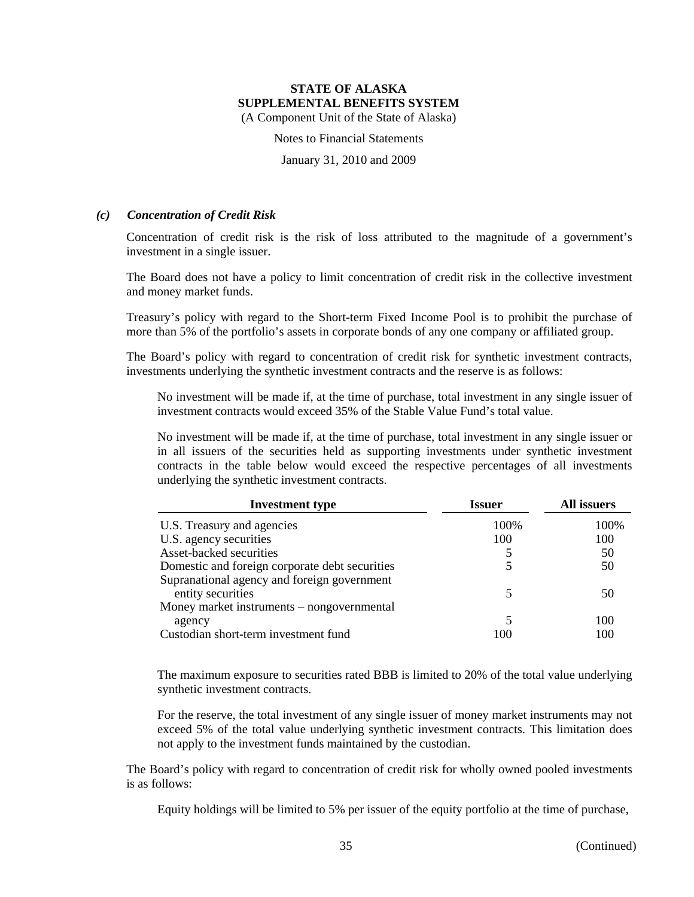### *(c) Concentration of Credit Risk*

Concentration of credit risk is the risk of loss attributed to the magnitude of a government's investment in a single issuer.

The Board does not have a policy to limit concentration of credit risk in the collective investment and money market funds.

Treasury's policy with regard to the Short-term Fixed Income Pool is to prohibit the purchase of more than 5% of the portfolio's assets in corporate bonds of any one company or affiliated group.

The Board's policy with regard to concentration of credit risk for synthetic investment contracts, investments underlying the synthetic investment contracts and the reserve is as follows:

No investment will be made if, at the time of purchase, total investment in any single issuer of investment contracts would exceed 35% of the Stable Value Fund's total value.

No investment will be made if, at the time of purchase, total investment in any single issuer or in all issuers of the securities held as supporting investments under synthetic investment contracts in the table below would exceed the respective percentages of all investments underlying the synthetic investment contracts.

| Investment type | Issuer | All issuers |
|---|---|---|
| U.S. Treasury and agencies | 100% | 100% |
| U.S. agency securities | 100 | 100 |
| Asset-backed securities | 5 | 50 |
| Domestic and foreign corporate debt securities | 5 | 50 |
| Supranational agency and foreign government entity securities | 5 | 50 |
| Money market instruments – nongovernmental agency | 5 | 100 |
| Custodian short-term investment fund | 100 | 100 |

The maximum exposure to securities rated BBB is limited to 20% of the total value underlying synthetic investment contracts.

For the reserve, the total investment of any single issuer of money market instruments may not exceed 5% of the total value underlying synthetic investment contracts. This limitation does not apply to the investment funds maintained by the custodian.

The Board's policy with regard to concentration of credit risk for wholly owned pooled investments is as follows:

Equity holdings will be limited to 5% per issuer of the equity portfolio at the time of purchase,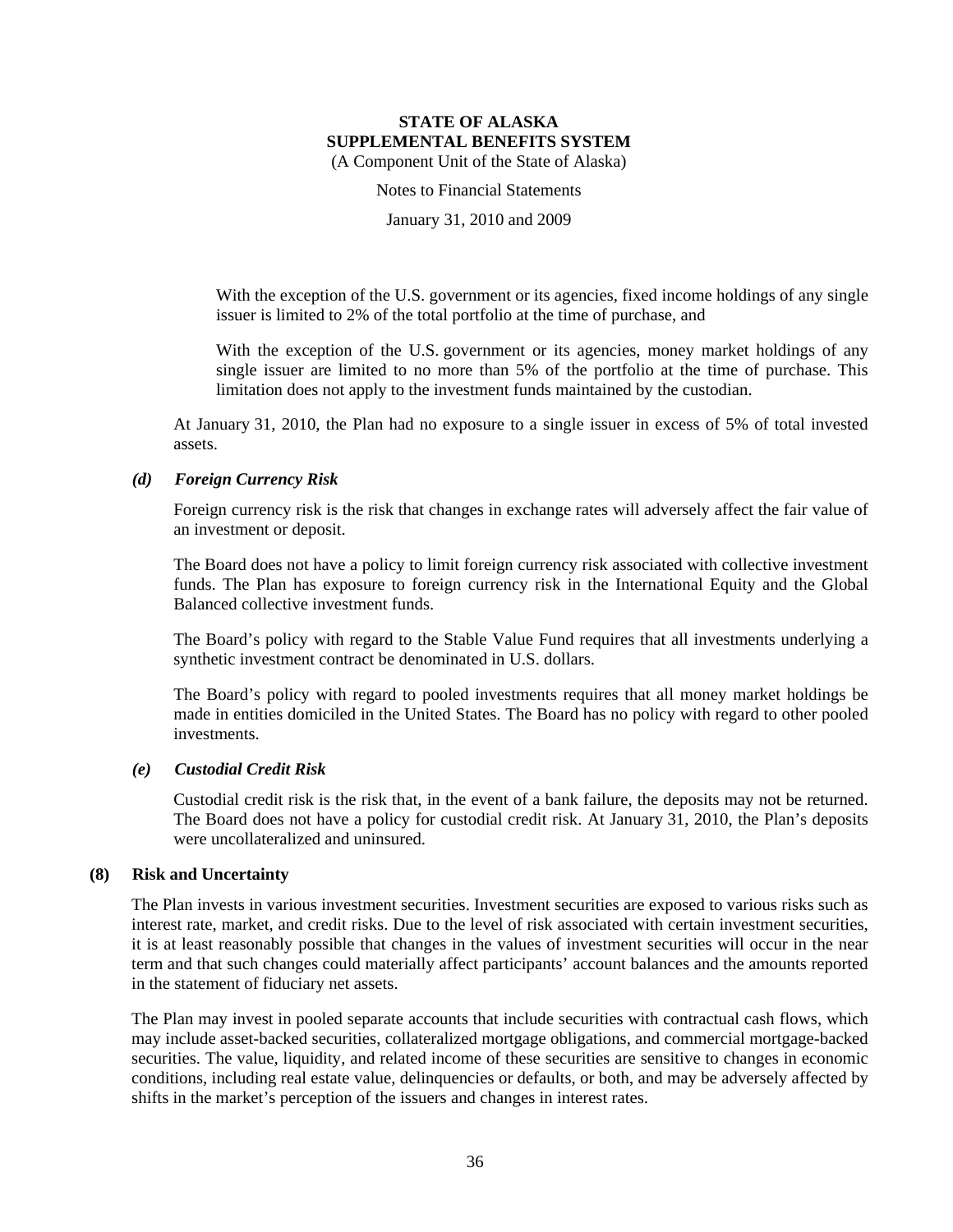With the exception of the U.S. government or its agencies, fixed income holdings of any single issuer is limited to 2% of the total portfolio at the time of purchase, and

With the exception of the U.S. government or its agencies, money market holdings of any single issuer are limited to no more than 5% of the portfolio at the time of purchase. This limitation does not apply to the investment funds maintained by the custodian.

At January 31, 2010, the Plan had no exposure to a single issuer in excess of 5% of total invested assets.

### *(d) Foreign Currency Risk*

Foreign currency risk is the risk that changes in exchange rates will adversely affect the fair value of an investment or deposit.

The Board does not have a policy to limit foreign currency risk associated with collective investment funds. The Plan has exposure to foreign currency risk in the International Equity and the Global Balanced collective investment funds.

The Board's policy with regard to the Stable Value Fund requires that all investments underlying a synthetic investment contract be denominated in U.S. dollars.

The Board's policy with regard to pooled investments requires that all money market holdings be made in entities domiciled in the United States. The Board has no policy with regard to other pooled investments.

### *(e) Custodial Credit Risk*

Custodial credit risk is the risk that, in the event of a bank failure, the deposits may not be returned. The Board does not have a policy for custodial credit risk. At January 31, 2010, the Plan's deposits were uncollateralized and uninsured.

## (8) Risk and Uncertainty

The Plan invests in various investment securities. Investment securities are exposed to various risks such as interest rate, market, and credit risks. Due to the level of risk associated with certain investment securities, it is at least reasonably possible that changes in the values of investment securities will occur in the near term and that such changes could materially affect participants' account balances and the amounts reported in the statement of fiduciary net assets.

The Plan may invest in pooled separate accounts that include securities with contractual cash flows, which may include asset-backed securities, collateralized mortgage obligations, and commercial mortgage-backed securities. The value, liquidity, and related income of these securities are sensitive to changes in economic conditions, including real estate value, delinquencies or defaults, or both, and may be adversely affected by shifts in the market's perception of the issuers and changes in interest rates.